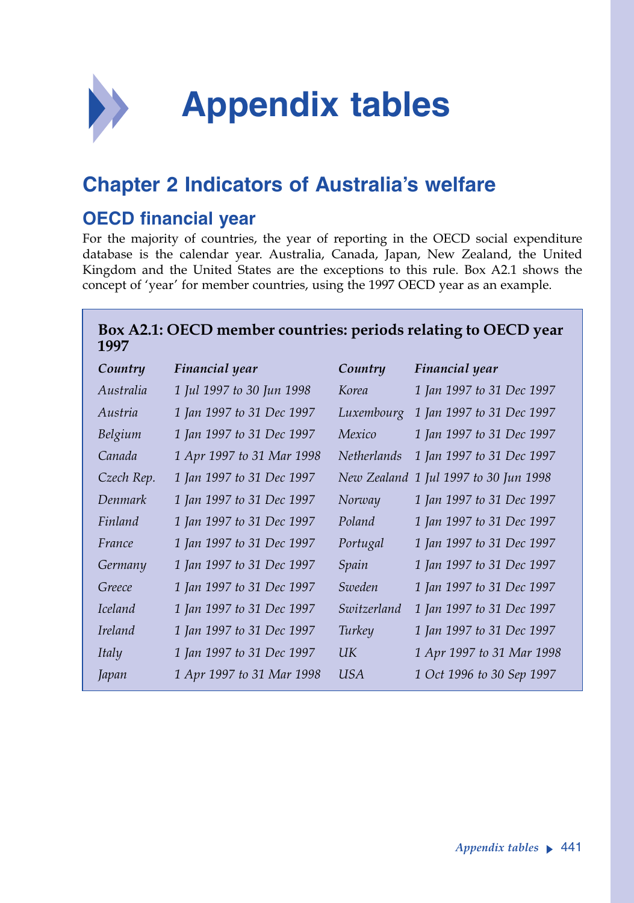# Appendix tables

## Chapter 2 Indicators of Australia's welfare

### OECD financial year

For the majority of countries, the year of reporting in the OECD social expenditure database is the calendar year. Australia, Canada, Japan, New Zealand, the United Kingdom and the United States are the exceptions to this rule. Box A2.1 shows the concept of 'year' for member countries, using the 1997 OECD year as an example.

**Box A2.1: OECD member countries: periods relating to OECD year 1997**

| *Country* | *Financial year* | *Country* | *Financial year* |
|---|---|---|---|
| *Australia* | *1 Jul 1997 to 30 Jun 1998* | *Korea* | *1 Jan 1997 to 31 Dec 1997* |
| *Austria* | *1 Jan 1997 to 31 Dec 1997* | *Luxembourg* | *1 Jan 1997 to 31 Dec 1997* |
| *Belgium* | *1 Jan 1997 to 31 Dec 1997* | *Mexico* | *1 Jan 1997 to 31 Dec 1997* |
| *Canada* | *1 Apr 1997 to 31 Mar 1998* | *Netherlands* | *1 Jan 1997 to 31 Dec 1997* |
| *Czech Rep.* | *1 Jan 1997 to 31 Dec 1997* | *New Zealand* | *1 Jul 1997 to 30 Jun 1998* |
| *Denmark* | *1 Jan 1997 to 31 Dec 1997* | *Norway* | *1 Jan 1997 to 31 Dec 1997* |
| *Finland* | *1 Jan 1997 to 31 Dec 1997* | *Poland* | *1 Jan 1997 to 31 Dec 1997* |
| *France* | *1 Jan 1997 to 31 Dec 1997* | *Portugal* | *1 Jan 1997 to 31 Dec 1997* |
| *Germany* | *1 Jan 1997 to 31 Dec 1997* | *Spain* | *1 Jan 1997 to 31 Dec 1997* |
| *Greece* | *1 Jan 1997 to 31 Dec 1997* | *Sweden* | *1 Jan 1997 to 31 Dec 1997* |
| *Iceland* | *1 Jan 1997 to 31 Dec 1997* | *Switzerland* | *1 Jan 1997 to 31 Dec 1997* |
| *Ireland* | *1 Jan 1997 to 31 Dec 1997* | *Turkey* | *1 Jan 1997 to 31 Dec 1997* |
| *Italy* | *1 Jan 1997 to 31 Dec 1997* | *UK* | *1 Apr 1997 to 31 Mar 1998* |
| *Japan* | *1 Apr 1997 to 31 Mar 1998* | *USA* | *1 Oct 1996 to 30 Sep 1997* |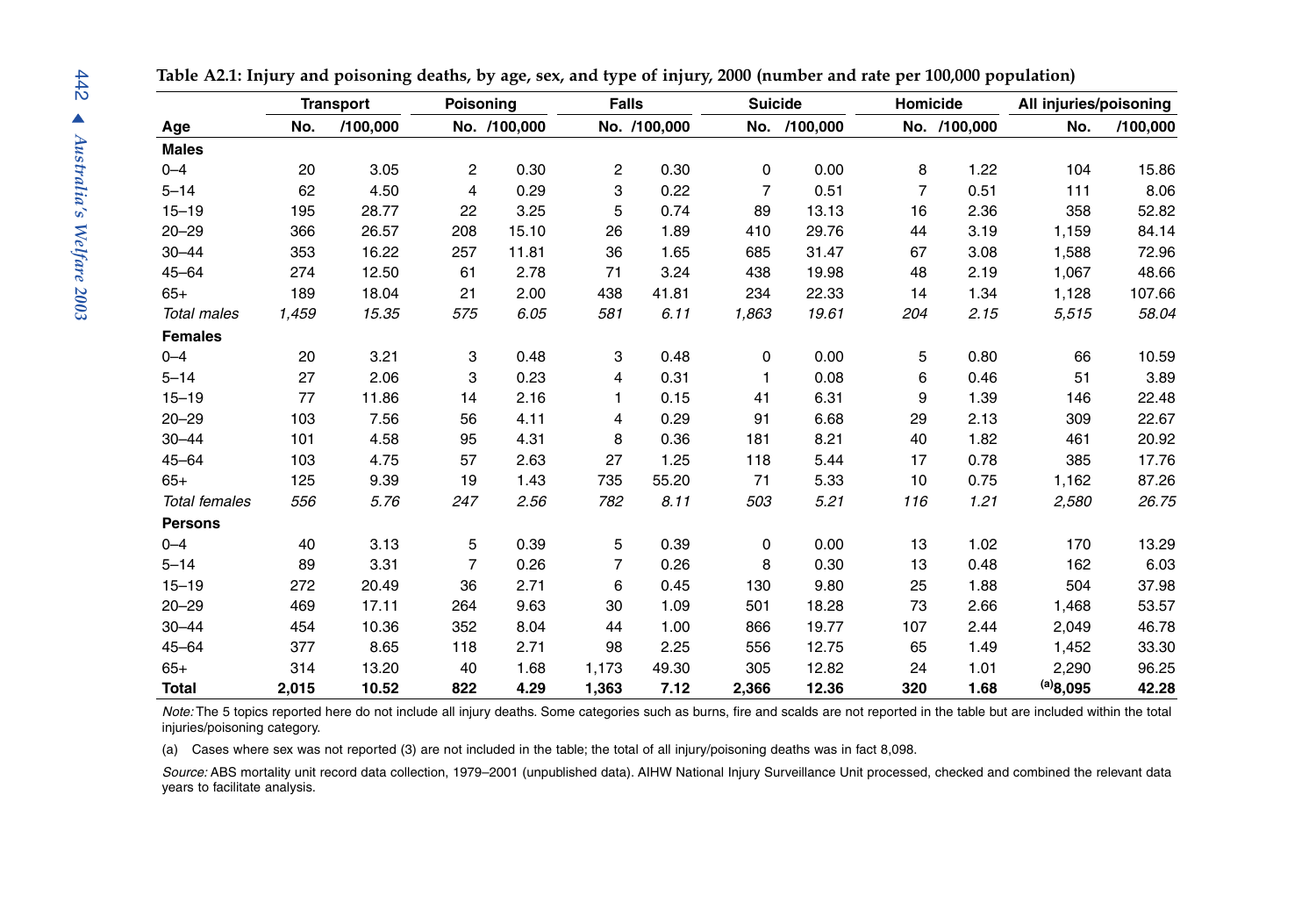**Table A2.1: Injury and poisoning deaths, by age, sex, and type of injury, 2000 (number and rate per 100,000 population)**

| | Transport | | Poisoning | | Falls | | Suicide | | Homicide | | All injuries/poisoning | |
|---|---|---|---|---|---|---|---|---|---|---|---|---|
| Age | No. | /100,000 | No. | /100,000 | No. | /100,000 | No. | /100,000 | No. | /100,000 | No. | /100,000 |
| **Males** | | | | | | | | | | | | |
| 0–4 | 20 | 3.05 | 2 | 0.30 | 2 | 0.30 | 0 | 0.00 | 8 | 1.22 | 104 | 15.86 |
| 5–14 | 62 | 4.50 | 4 | 0.29 | 3 | 0.22 | 7 | 0.51 | 7 | 0.51 | 111 | 8.06 |
| 15–19 | 195 | 28.77 | 22 | 3.25 | 5 | 0.74 | 89 | 13.13 | 16 | 2.36 | 358 | 52.82 |
| 20–29 | 366 | 26.57 | 208 | 15.10 | 26 | 1.89 | 410 | 29.76 | 44 | 3.19 | 1,159 | 84.14 |
| 30–44 | 353 | 16.22 | 257 | 11.81 | 36 | 1.65 | 685 | 31.47 | 67 | 3.08 | 1,588 | 72.96 |
| 45–64 | 274 | 12.50 | 61 | 2.78 | 71 | 3.24 | 438 | 19.98 | 48 | 2.19 | 1,067 | 48.66 |
| 65+ | 189 | 18.04 | 21 | 2.00 | 438 | 41.81 | 234 | 22.33 | 14 | 1.34 | 1,128 | 107.66 |
| *Total males* | *1,459* | *15.35* | *575* | *6.05* | *581* | *6.11* | *1,863* | *19.61* | *204* | *2.15* | *5,515* | *58.04* |
| **Females** | | | | | | | | | | | | |
| 0–4 | 20 | 3.21 | 3 | 0.48 | 3 | 0.48 | 0 | 0.00 | 5 | 0.80 | 66 | 10.59 |
| 5–14 | 27 | 2.06 | 3 | 0.23 | 4 | 0.31 | 1 | 0.08 | 6 | 0.46 | 51 | 3.89 |
| 15–19 | 77 | 11.86 | 14 | 2.16 | 1 | 0.15 | 41 | 6.31 | 9 | 1.39 | 146 | 22.48 |
| 20–29 | 103 | 7.56 | 56 | 4.11 | 4 | 0.29 | 91 | 6.68 | 29 | 2.13 | 309 | 22.67 |
| 30–44 | 101 | 4.58 | 95 | 4.31 | 8 | 0.36 | 181 | 8.21 | 40 | 1.82 | 461 | 20.92 |
| 45–64 | 103 | 4.75 | 57 | 2.63 | 27 | 1.25 | 118 | 5.44 | 17 | 0.78 | 385 | 17.76 |
| 65+ | 125 | 9.39 | 19 | 1.43 | 735 | 55.20 | 71 | 5.33 | 10 | 0.75 | 1,162 | 87.26 |
| *Total females* | *556* | *5.76* | *247* | *2.56* | *782* | *8.11* | *503* | *5.21* | *116* | *1.21* | *2,580* | *26.75* |
| **Persons** | | | | | | | | | | | | |
| 0–4 | 40 | 3.13 | 5 | 0.39 | 5 | 0.39 | 0 | 0.00 | 13 | 1.02 | 170 | 13.29 |
| 5–14 | 89 | 3.31 | 7 | 0.26 | 7 | 0.26 | 8 | 0.30 | 13 | 0.48 | 162 | 6.03 |
| 15–19 | 272 | 20.49 | 36 | 2.71 | 6 | 0.45 | 130 | 9.80 | 25 | 1.88 | 504 | 37.98 |
| 20–29 | 469 | 17.11 | 264 | 9.63 | 30 | 1.09 | 501 | 18.28 | 73 | 2.66 | 1,468 | 53.57 |
| 30–44 | 454 | 10.36 | 352 | 8.04 | 44 | 1.00 | 866 | 19.77 | 107 | 2.44 | 2,049 | 46.78 |
| 45–64 | 377 | 8.65 | 118 | 2.71 | 98 | 2.25 | 556 | 12.75 | 65 | 1.49 | 1,452 | 33.30 |
| 65+ | 314 | 13.20 | 40 | 1.68 | 1,173 | 49.30 | 305 | 12.82 | 24 | 1.01 | 2,290 | 96.25 |
| **Total** | **2,015** | **10.52** | **822** | **4.29** | **1,363** | **7.12** | **2,366** | **12.36** | **320** | **1.68** | **[(a)]8,095** | **42.28** |

*Note:* The 5 topics reported here do not include all injury deaths. Some categories such as burns, fire and scalds are not reported in the table but are included within the total injuries/poisoning category.

(a) Cases where sex was not reported (3) are not included in the table; the total of all injury/poisoning deaths was in fact 8,098.

*Source:* ABS mortality unit record data collection, 1979–2001 (unpublished data). AIHW National Injury Surveillance Unit processed, checked and combined the relevant data years to facilitate analysis.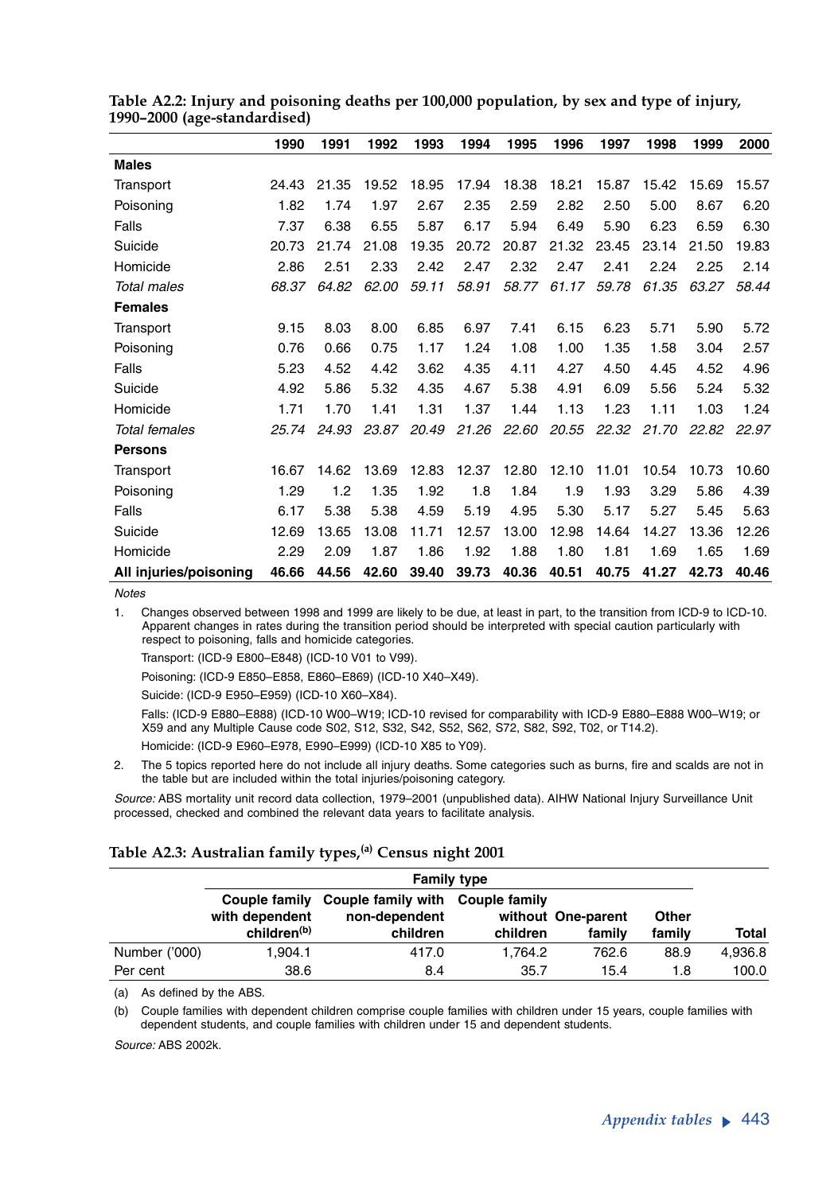**Table A2.2: Injury and poisoning deaths per 100,000 population, by sex and type of injury, 1990–2000 (age-standardised)**

| | 1990 | 1991 | 1992 | 1993 | 1994 | 1995 | 1996 | 1997 | 1998 | 1999 | 2000 |
|---|---|---|---|---|---|---|---|---|---|---|---|
| **Males** | | | | | | | | | | | |
| Transport | 24.43 | 21.35 | 19.52 | 18.95 | 17.94 | 18.38 | 18.21 | 15.87 | 15.42 | 15.69 | 15.57 |
| Poisoning | 1.82 | 1.74 | 1.97 | 2.67 | 2.35 | 2.59 | 2.82 | 2.50 | 5.00 | 8.67 | 6.20 |
| Falls | 7.37 | 6.38 | 6.55 | 5.87 | 6.17 | 5.94 | 6.49 | 5.90 | 6.23 | 6.59 | 6.30 |
| Suicide | 20.73 | 21.74 | 21.08 | 19.35 | 20.72 | 20.87 | 21.32 | 23.45 | 23.14 | 21.50 | 19.83 |
| Homicide | 2.86 | 2.51 | 2.33 | 2.42 | 2.47 | 2.32 | 2.47 | 2.41 | 2.24 | 2.25 | 2.14 |
| *Total males* | *68.37* | *64.82* | *62.00* | *59.11* | *58.91* | *58.77* | *61.17* | *59.78* | *61.35* | *63.27* | *58.44* |
| **Females** | | | | | | | | | | | |
| Transport | 9.15 | 8.03 | 8.00 | 6.85 | 6.97 | 7.41 | 6.15 | 6.23 | 5.71 | 5.90 | 5.72 |
| Poisoning | 0.76 | 0.66 | 0.75 | 1.17 | 1.24 | 1.08 | 1.00 | 1.35 | 1.58 | 3.04 | 2.57 |
| Falls | 5.23 | 4.52 | 4.42 | 3.62 | 4.35 | 4.11 | 4.27 | 4.50 | 4.45 | 4.52 | 4.96 |
| Suicide | 4.92 | 5.86 | 5.32 | 4.35 | 4.67 | 5.38 | 4.91 | 6.09 | 5.56 | 5.24 | 5.32 |
| Homicide | 1.71 | 1.70 | 1.41 | 1.31 | 1.37 | 1.44 | 1.13 | 1.23 | 1.11 | 1.03 | 1.24 |
| *Total females* | *25.74* | *24.93* | *23.87* | *20.49* | *21.26* | *22.60* | *20.55* | *22.32* | *21.70* | *22.82* | *22.97* |
| **Persons** | | | | | | | | | | | |
| Transport | 16.67 | 14.62 | 13.69 | 12.83 | 12.37 | 12.80 | 12.10 | 11.01 | 10.54 | 10.73 | 10.60 |
| Poisoning | 1.29 | 1.2 | 1.35 | 1.92 | 1.8 | 1.84 | 1.9 | 1.93 | 3.29 | 5.86 | 4.39 |
| Falls | 6.17 | 5.38 | 5.38 | 4.59 | 5.19 | 4.95 | 5.30 | 5.17 | 5.27 | 5.45 | 5.63 |
| Suicide | 12.69 | 13.65 | 13.08 | 11.71 | 12.57 | 13.00 | 12.98 | 14.64 | 14.27 | 13.36 | 12.26 |
| Homicide | 2.29 | 2.09 | 1.87 | 1.86 | 1.92 | 1.88 | 1.80 | 1.81 | 1.69 | 1.65 | 1.69 |
| **All injuries/poisoning** | **46.66** | **44.56** | **42.60** | **39.40** | **39.73** | **40.36** | **40.51** | **40.75** | **41.27** | **42.73** | **40.46** |

*Notes*

1. Changes observed between 1998 and 1999 are likely to be due, at least in part, to the transition from ICD-9 to ICD-10. Apparent changes in rates during the transition period should be interpreted with special caution particularly with respect to poisoning, falls and homicide categories.

   Transport: (ICD-9 E800–E848) (ICD-10 V01 to V99).

   Poisoning: (ICD-9 E850–E858, E860–E869) (ICD-10 X40–X49).

   Suicide: (ICD-9 E950–E959) (ICD-10 X60–X84).

   Falls: (ICD-9 E880–E888) (ICD-10 W00–W19; ICD-10 revised for comparability with ICD-9 E880–E888 W00–W19; or X59 and any Multiple Cause code S02, S12, S32, S42, S52, S62, S72, S82, S92, T02, or T14.2).

   Homicide: (ICD-9 E960–E978, E990–E999) (ICD-10 X85 to Y09).

2. The 5 topics reported here do not include all injury deaths. Some categories such as burns, fire and scalds are not in the table but are included within the total injuries/poisoning category.

*Source:* ABS mortality unit record data collection, 1979–2001 (unpublished data). AIHW National Injury Surveillance Unit processed, checked and combined the relevant data years to facilitate analysis.

**Table A2.3: Australian family types,[(a)] Census night 2001**

| | Family type | | | | | |
|---|---|---|---|---|---|---|
| | Couple family with dependent children[(b)] | Couple family with non-dependent children | Couple family without children | One-parent family | Other family | Total |
| Number ('000) | 1,904.1 | 417.0 | 1,764.2 | 762.6 | 88.9 | 4,936.8 |
| Per cent | 38.6 | 8.4 | 35.7 | 15.4 | 1.8 | 100.0 |

(a) As defined by the ABS.

(b) Couple families with dependent children comprise couple families with children under 15 years, couple families with dependent students, and couple families with children under 15 and dependent students.

*Source:* ABS 2002k.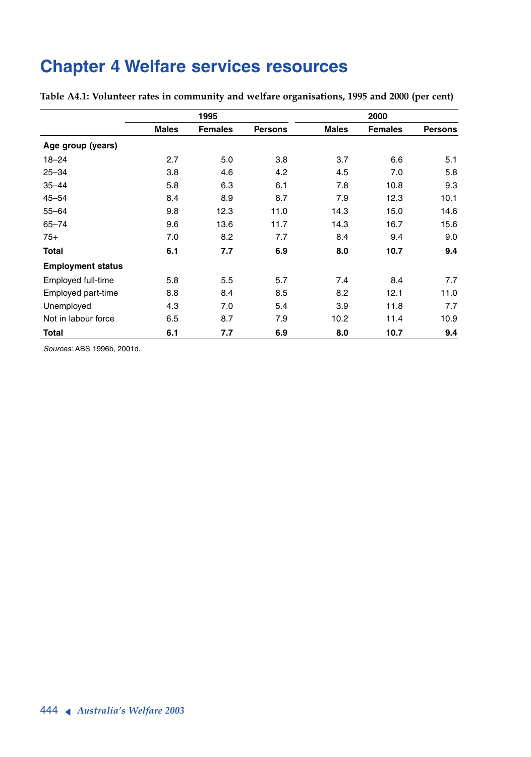# Chapter 4 Welfare services resources

**Table A4.1: Volunteer rates in community and welfare organisations, 1995 and 2000 (per cent)**

| | 1995 | | | 2000 | | |
|---|---|---|---|---|---|---|
| | **Males** | **Females** | **Persons** | **Males** | **Females** | **Persons** |
| **Age group (years)** | | | | | | |
| 18–24 | 2.7 | 5.0 | 3.8 | 3.7 | 6.6 | 5.1 |
| 25–34 | 3.8 | 4.6 | 4.2 | 4.5 | 7.0 | 5.8 |
| 35–44 | 5.8 | 6.3 | 6.1 | 7.8 | 10.8 | 9.3 |
| 45–54 | 8.4 | 8.9 | 8.7 | 7.9 | 12.3 | 10.1 |
| 55–64 | 9.8 | 12.3 | 11.0 | 14.3 | 15.0 | 14.6 |
| 65–74 | 9.6 | 13.6 | 11.7 | 14.3 | 16.7 | 15.6 |
| 75+ | 7.0 | 8.2 | 7.7 | 8.4 | 9.4 | 9.0 |
| **Total** | **6.1** | **7.7** | **6.9** | **8.0** | **10.7** | **9.4** |
| **Employment status** | | | | | | |
| Employed full-time | 5.8 | 5.5 | 5.7 | 7.4 | 8.4 | 7.7 |
| Employed part-time | 8.8 | 8.4 | 8.5 | 8.2 | 12.1 | 11.0 |
| Unemployed | 4.3 | 7.0 | 5.4 | 3.9 | 11.8 | 7.7 |
| Not in labour force | 6.5 | 8.7 | 7.9 | 10.2 | 11.4 | 10.9 |
| **Total** | **6.1** | **7.7** | **6.9** | **8.0** | **10.7** | **9.4** |

*Sources:* ABS 1996b, 2001d.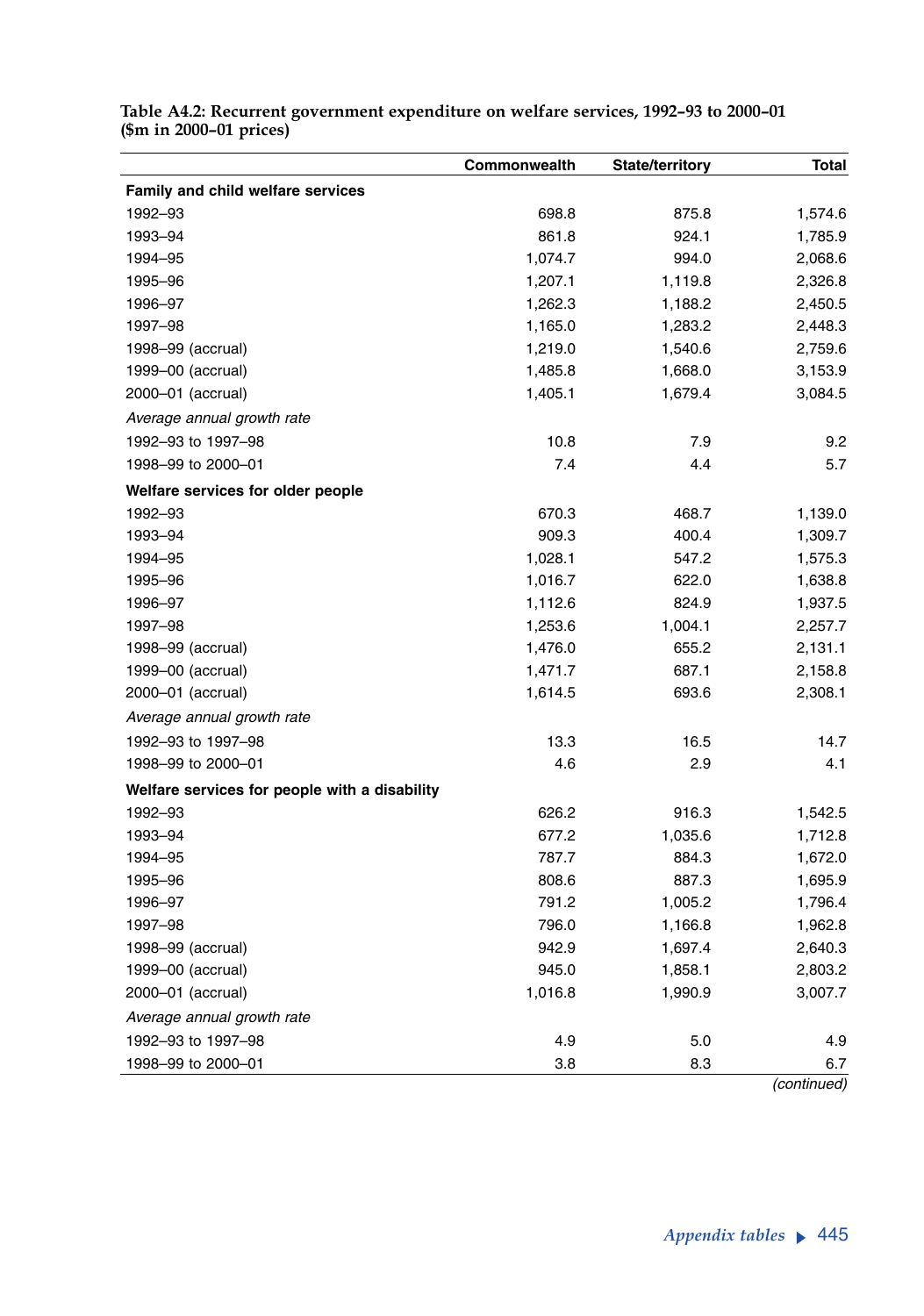**Table A4.2: Recurrent government expenditure on welfare services, 1992–93 to 2000–01 ($m in 2000–01 prices)**

| | Commonwealth | State/territory | Total |
|---|---|---|---|
| **Family and child welfare services** | | | |
| 1992–93 | 698.8 | 875.8 | 1,574.6 |
| 1993–94 | 861.8 | 924.1 | 1,785.9 |
| 1994–95 | 1,074.7 | 994.0 | 2,068.6 |
| 1995–96 | 1,207.1 | 1,119.8 | 2,326.8 |
| 1996–97 | 1,262.3 | 1,188.2 | 2,450.5 |
| 1997–98 | 1,165.0 | 1,283.2 | 2,448.3 |
| 1998–99 (accrual) | 1,219.0 | 1,540.6 | 2,759.6 |
| 1999–00 (accrual) | 1,485.8 | 1,668.0 | 3,153.9 |
| 2000–01 (accrual) | 1,405.1 | 1,679.4 | 3,084.5 |
| *Average annual growth rate* | | | |
| 1992–93 to 1997–98 | 10.8 | 7.9 | 9.2 |
| 1998–99 to 2000–01 | 7.4 | 4.4 | 5.7 |
| **Welfare services for older people** | | | |
| 1992–93 | 670.3 | 468.7 | 1,139.0 |
| 1993–94 | 909.3 | 400.4 | 1,309.7 |
| 1994–95 | 1,028.1 | 547.2 | 1,575.3 |
| 1995–96 | 1,016.7 | 622.0 | 1,638.8 |
| 1996–97 | 1,112.6 | 824.9 | 1,937.5 |
| 1997–98 | 1,253.6 | 1,004.1 | 2,257.7 |
| 1998–99 (accrual) | 1,476.0 | 655.2 | 2,131.1 |
| 1999–00 (accrual) | 1,471.7 | 687.1 | 2,158.8 |
| 2000–01 (accrual) | 1,614.5 | 693.6 | 2,308.1 |
| *Average annual growth rate* | | | |
| 1992–93 to 1997–98 | 13.3 | 16.5 | 14.7 |
| 1998–99 to 2000–01 | 4.6 | 2.9 | 4.1 |
| **Welfare services for people with a disability** | | | |
| 1992–93 | 626.2 | 916.3 | 1,542.5 |
| 1993–94 | 677.2 | 1,035.6 | 1,712.8 |
| 1994–95 | 787.7 | 884.3 | 1,672.0 |
| 1995–96 | 808.6 | 887.3 | 1,695.9 |
| 1996–97 | 791.2 | 1,005.2 | 1,796.4 |
| 1997–98 | 796.0 | 1,166.8 | 1,962.8 |
| 1998–99 (accrual) | 942.9 | 1,697.4 | 2,640.3 |
| 1999–00 (accrual) | 945.0 | 1,858.1 | 2,803.2 |
| 2000–01 (accrual) | 1,016.8 | 1,990.9 | 3,007.7 |
| *Average annual growth rate* | | | |
| 1992–93 to 1997–98 | 4.9 | 5.0 | 4.9 |
| 1998–99 to 2000–01 | 3.8 | 8.3 | 6.7 |

*(continued)*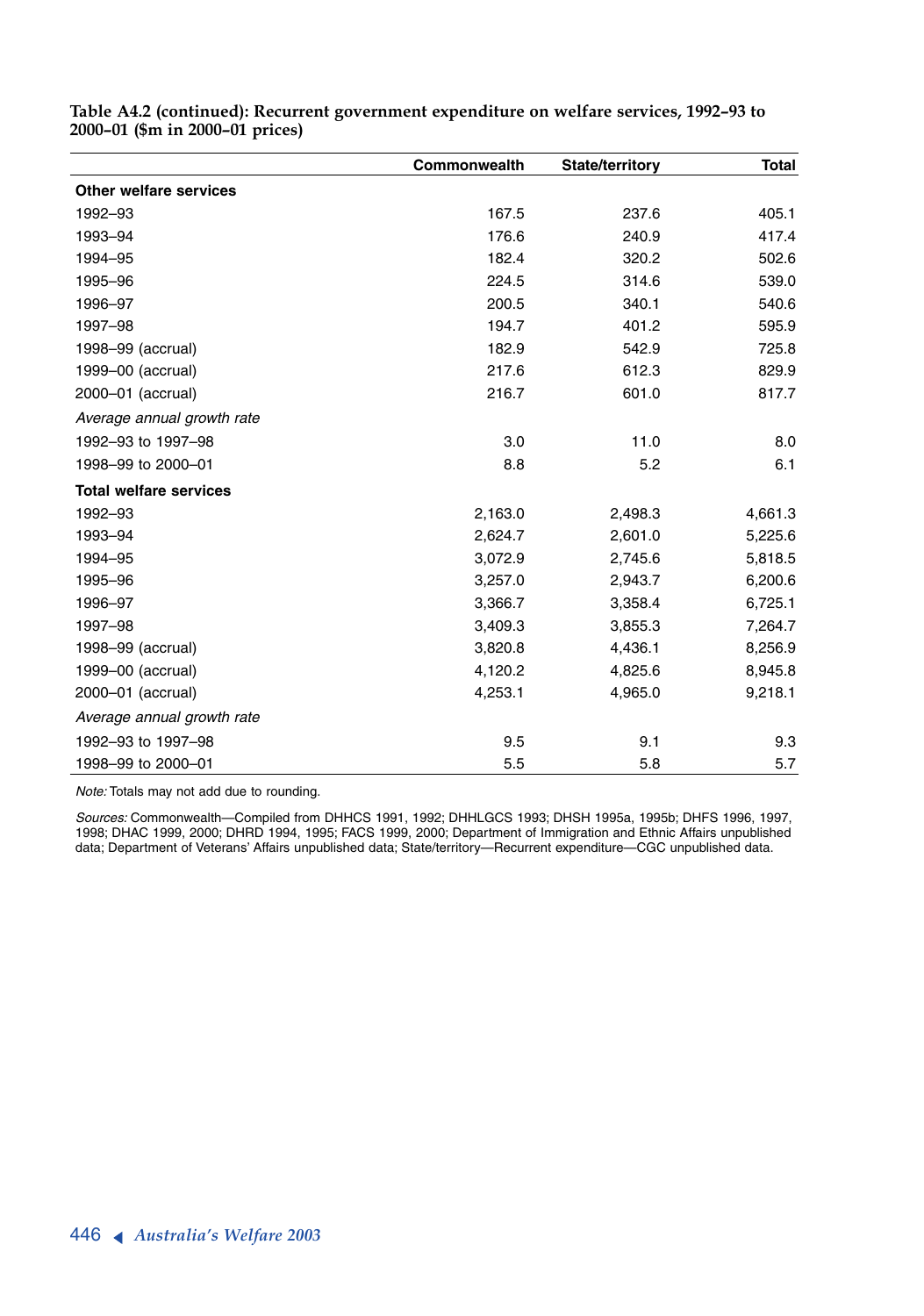**Table A4.2 (continued): Recurrent government expenditure on welfare services, 1992–93 to 2000–01 ($m in 2000–01 prices)**

| | Commonwealth | State/territory | Total |
|---|---|---|---|
| **Other welfare services** | | | |
| 1992–93 | 167.5 | 237.6 | 405.1 |
| 1993–94 | 176.6 | 240.9 | 417.4 |
| 1994–95 | 182.4 | 320.2 | 502.6 |
| 1995–96 | 224.5 | 314.6 | 539.0 |
| 1996–97 | 200.5 | 340.1 | 540.6 |
| 1997–98 | 194.7 | 401.2 | 595.9 |
| 1998–99 (accrual) | 182.9 | 542.9 | 725.8 |
| 1999–00 (accrual) | 217.6 | 612.3 | 829.9 |
| 2000–01 (accrual) | 216.7 | 601.0 | 817.7 |
| *Average annual growth rate* | | | |
| 1992–93 to 1997–98 | 3.0 | 11.0 | 8.0 |
| 1998–99 to 2000–01 | 8.8 | 5.2 | 6.1 |
| **Total welfare services** | | | |
| 1992–93 | 2,163.0 | 2,498.3 | 4,661.3 |
| 1993–94 | 2,624.7 | 2,601.0 | 5,225.6 |
| 1994–95 | 3,072.9 | 2,745.6 | 5,818.5 |
| 1995–96 | 3,257.0 | 2,943.7 | 6,200.6 |
| 1996–97 | 3,366.7 | 3,358.4 | 6,725.1 |
| 1997–98 | 3,409.3 | 3,855.3 | 7,264.7 |
| 1998–99 (accrual) | 3,820.8 | 4,436.1 | 8,256.9 |
| 1999–00 (accrual) | 4,120.2 | 4,825.6 | 8,945.8 |
| 2000–01 (accrual) | 4,253.1 | 4,965.0 | 9,218.1 |
| *Average annual growth rate* | | | |
| 1992–93 to 1997–98 | 9.5 | 9.1 | 9.3 |
| 1998–99 to 2000–01 | 5.5 | 5.8 | 5.7 |

*Note:* Totals may not add due to rounding.

*Sources:* Commonwealth—Compiled from DHHCS 1991, 1992; DHHLGCS 1993; DHSH 1995a, 1995b; DHFS 1996, 1997, 1998; DHAC 1999, 2000; DHRD 1994, 1995; FACS 1999, 2000; Department of Immigration and Ethnic Affairs unpublished data; Department of Veterans' Affairs unpublished data; State/territory—Recurrent expenditure—CGC unpublished data.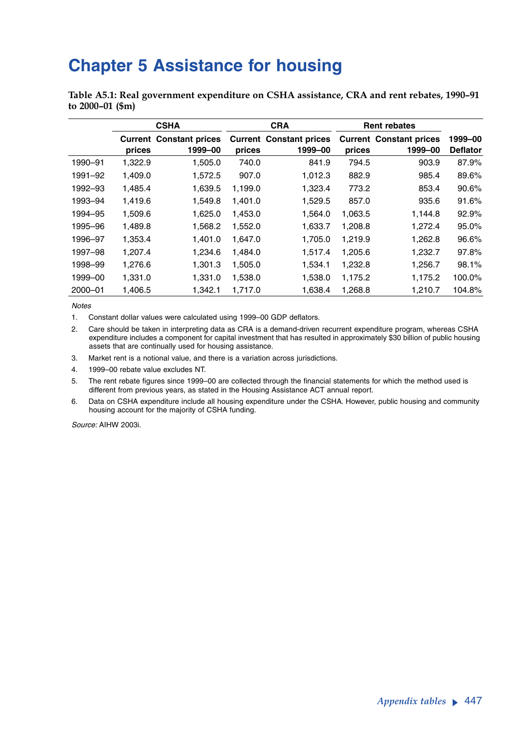# Chapter 5 Assistance for housing

**Table A5.1: Real government expenditure on CSHA assistance, CRA and rent rebates, 1990–91 to 2000–01 ($m)**

| | CSHA | | CRA | | Rent rebates | | |
|---|---|---|---|---|---|---|---|
| | Current prices | Constant prices 1999–00 | Current prices | Constant prices 1999–00 | Current prices | Constant prices 1999–00 | 1999–00 Deflator |
| 1990–91 | 1,322.9 | 1,505.0 | 740.0 | 841.9 | 794.5 | 903.9 | 87.9% |
| 1991–92 | 1,409.0 | 1,572.5 | 907.0 | 1,012.3 | 882.9 | 985.4 | 89.6% |
| 1992–93 | 1,485.4 | 1,639.5 | 1,199.0 | 1,323.4 | 773.2 | 853.4 | 90.6% |
| 1993–94 | 1,419.6 | 1,549.8 | 1,401.0 | 1,529.5 | 857.0 | 935.6 | 91.6% |
| 1994–95 | 1,509.6 | 1,625.0 | 1,453.0 | 1,564.0 | 1,063.5 | 1,144.8 | 92.9% |
| 1995–96 | 1,489.8 | 1,568.2 | 1,552.0 | 1,633.7 | 1,208.8 | 1,272.4 | 95.0% |
| 1996–97 | 1,353.4 | 1,401.0 | 1,647.0 | 1,705.0 | 1,219.9 | 1,262.8 | 96.6% |
| 1997–98 | 1,207.4 | 1,234.6 | 1,484.0 | 1,517.4 | 1,205.6 | 1,232.7 | 97.8% |
| 1998–99 | 1,276.6 | 1,301.3 | 1,505.0 | 1,534.1 | 1,232.8 | 1,256.7 | 98.1% |
| 1999–00 | 1,331.0 | 1,331.0 | 1,538.0 | 1,538.0 | 1,175.2 | 1,175.2 | 100.0% |
| 2000–01 | 1,406.5 | 1,342.1 | 1,717.0 | 1,638.4 | 1,268.8 | 1,210.7 | 104.8% |

*Notes*

1. Constant dollar values were calculated using 1999–00 GDP deflators.
2. Care should be taken in interpreting data as CRA is a demand-driven recurrent expenditure program, whereas CSHA expenditure includes a component for capital investment that has resulted in approximately $30 billion of public housing assets that are continually used for housing assistance.
3. Market rent is a notional value, and there is a variation across jurisdictions.
4. 1999–00 rebate value excludes NT.
5. The rent rebate figures since 1999–00 are collected through the financial statements for which the method used is different from previous years, as stated in the Housing Assistance ACT annual report.
6. Data on CSHA expenditure include all housing expenditure under the CSHA. However, public housing and community housing account for the majority of CSHA funding.

*Source:* AIHW 2003i.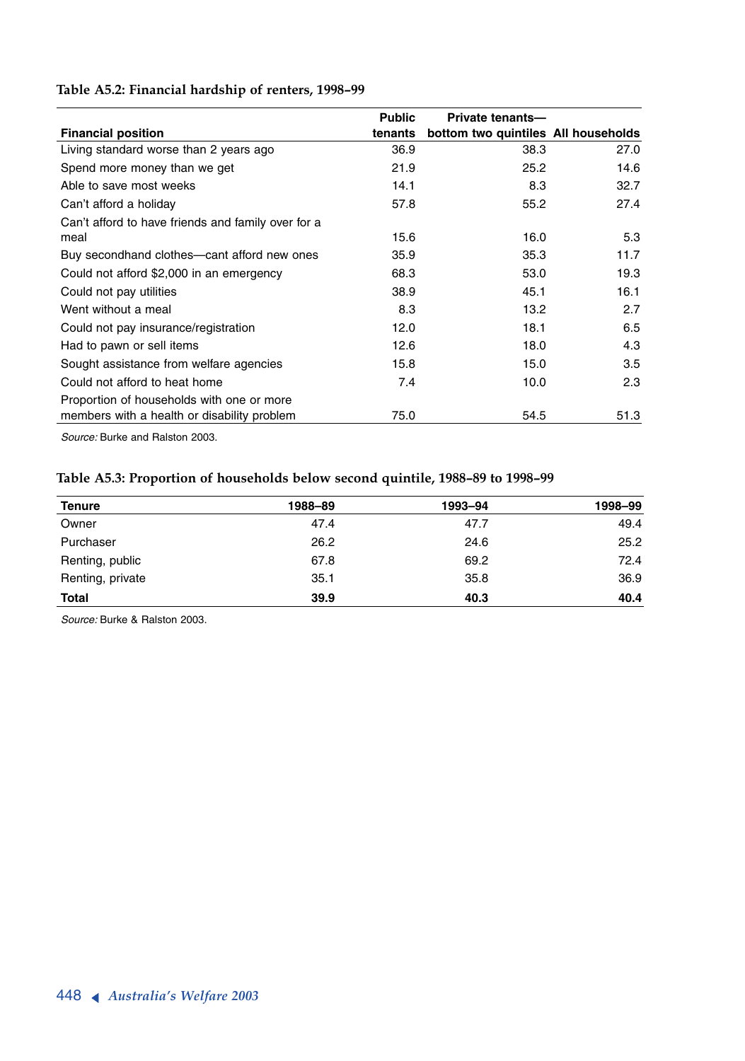**Table A5.2: Financial hardship of renters, 1998–99**

| Financial position | Public tenants | Private tenants—bottom two quintiles | All households |
|---|---|---|---|
| Living standard worse than 2 years ago | 36.9 | 38.3 | 27.0 |
| Spend more money than we get | 21.9 | 25.2 | 14.6 |
| Able to save most weeks | 14.1 | 8.3 | 32.7 |
| Can't afford a holiday | 57.8 | 55.2 | 27.4 |
| Can't afford to have friends and family over for a meal | 15.6 | 16.0 | 5.3 |
| Buy secondhand clothes—cant afford new ones | 35.9 | 35.3 | 11.7 |
| Could not afford $2,000 in an emergency | 68.3 | 53.0 | 19.3 |
| Could not pay utilities | 38.9 | 45.1 | 16.1 |
| Went without a meal | 8.3 | 13.2 | 2.7 |
| Could not pay insurance/registration | 12.0 | 18.1 | 6.5 |
| Had to pawn or sell items | 12.6 | 18.0 | 4.3 |
| Sought assistance from welfare agencies | 15.8 | 15.0 | 3.5 |
| Could not afford to heat home | 7.4 | 10.0 | 2.3 |
| Proportion of households with one or more members with a health or disability problem | 75.0 | 54.5 | 51.3 |

*Source:* Burke and Ralston 2003.

**Table A5.3: Proportion of households below second quintile, 1988–89 to 1998–99**

| Tenure | 1988–89 | 1993–94 | 1998–99 |
|---|---|---|---|
| Owner | 47.4 | 47.7 | 49.4 |
| Purchaser | 26.2 | 24.6 | 25.2 |
| Renting, public | 67.8 | 69.2 | 72.4 |
| Renting, private | 35.1 | 35.8 | 36.9 |
| **Total** | **39.9** | **40.3** | **40.4** |

*Source:* Burke & Ralston 2003.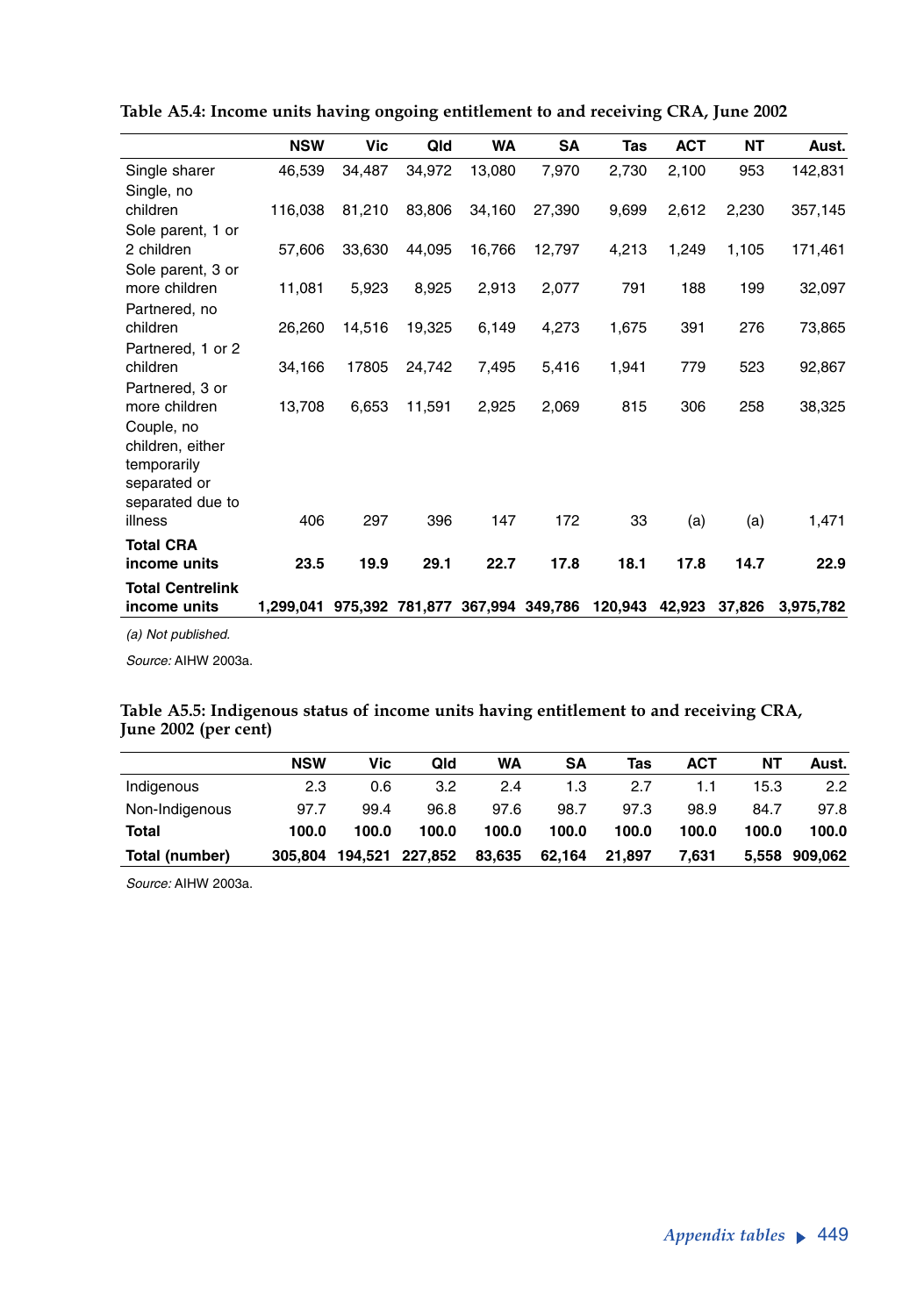**Table A5.4: Income units having ongoing entitlement to and receiving CRA, June 2002**

| | NSW | Vic | Qld | WA | SA | Tas | ACT | NT | Aust. |
|---|---|---|---|---|---|---|---|---|---|
| Single sharer | 46,539 | 34,487 | 34,972 | 13,080 | 7,970 | 2,730 | 2,100 | 953 | 142,831 |
| Single, no children | 116,038 | 81,210 | 83,806 | 34,160 | 27,390 | 9,699 | 2,612 | 2,230 | 357,145 |
| Sole parent, 1 or 2 children | 57,606 | 33,630 | 44,095 | 16,766 | 12,797 | 4,213 | 1,249 | 1,105 | 171,461 |
| Sole parent, 3 or more children | 11,081 | 5,923 | 8,925 | 2,913 | 2,077 | 791 | 188 | 199 | 32,097 |
| Partnered, no children | 26,260 | 14,516 | 19,325 | 6,149 | 4,273 | 1,675 | 391 | 276 | 73,865 |
| Partnered, 1 or 2 children | 34,166 | 17805 | 24,742 | 7,495 | 5,416 | 1,941 | 779 | 523 | 92,867 |
| Partnered, 3 or more children | 13,708 | 6,653 | 11,591 | 2,925 | 2,069 | 815 | 306 | 258 | 38,325 |
| Couple, no children, either temporarily separated or separated due to illness | 406 | 297 | 396 | 147 | 172 | 33 | (a) | (a) | 1,471 |
| **Total CRA income units** | **23.5** | **19.9** | **29.1** | **22.7** | **17.8** | **18.1** | **17.8** | **14.7** | **22.9** |
| **Total Centrelink income units** | **1,299,041** | **975,392** | **781,877** | **367,994** | **349,786** | **120,943** | **42,923** | **37,826** | **3,975,782** |

*(a) Not published.*

*Source:* AIHW 2003a.

**Table A5.5: Indigenous status of income units having entitlement to and receiving CRA, June 2002 (per cent)**

| | NSW | Vic | Qld | WA | SA | Tas | ACT | NT | Aust. |
|---|---|---|---|---|---|---|---|---|---|
| Indigenous | 2.3 | 0.6 | 3.2 | 2.4 | 1.3 | 2.7 | 1.1 | 15.3 | 2.2 |
| Non-Indigenous | 97.7 | 99.4 | 96.8 | 97.6 | 98.7 | 97.3 | 98.9 | 84.7 | 97.8 |
| **Total** | **100.0** | **100.0** | **100.0** | **100.0** | **100.0** | **100.0** | **100.0** | **100.0** | **100.0** |
| **Total (number)** | **305,804** | **194,521** | **227,852** | **83,635** | **62,164** | **21,897** | **7,631** | **5,558** | **909,062** |

*Source:* AIHW 2003a.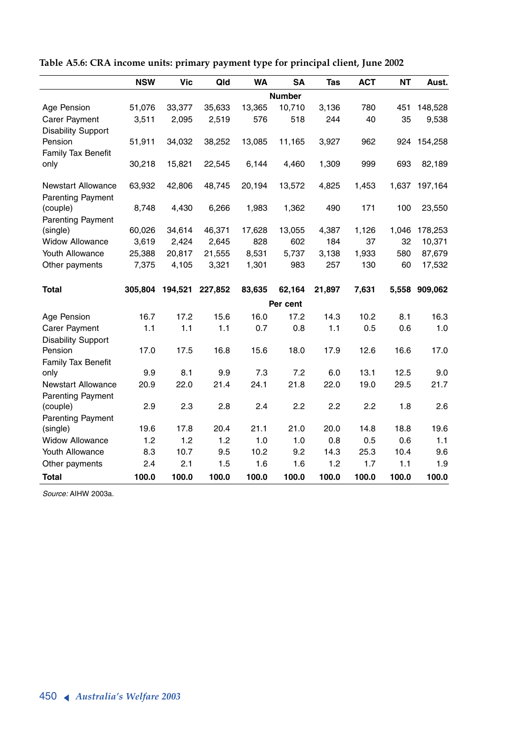**Table A5.6: CRA income units: primary payment type for principal client, June 2002**

| | NSW | Vic | Qld | WA | SA | Tas | ACT | NT | Aust. |
|---|---|---|---|---|---|---|---|---|---|
| | | | | | **Number** | | | | |
| Age Pension | 51,076 | 33,377 | 35,633 | 13,365 | 10,710 | 3,136 | 780 | 451 | 148,528 |
| Carer Payment | 3,511 | 2,095 | 2,519 | 576 | 518 | 244 | 40 | 35 | 9,538 |
| Disability Support Pension | 51,911 | 34,032 | 38,252 | 13,085 | 11,165 | 3,927 | 962 | 924 | 154,258 |
| Family Tax Benefit only | 30,218 | 15,821 | 22,545 | 6,144 | 4,460 | 1,309 | 999 | 693 | 82,189 |
| Newstart Allowance | 63,932 | 42,806 | 48,745 | 20,194 | 13,572 | 4,825 | 1,453 | 1,637 | 197,164 |
| Parenting Payment (couple) | 8,748 | 4,430 | 6,266 | 1,983 | 1,362 | 490 | 171 | 100 | 23,550 |
| Parenting Payment (single) | 60,026 | 34,614 | 46,371 | 17,628 | 13,055 | 4,387 | 1,126 | 1,046 | 178,253 |
| Widow Allowance | 3,619 | 2,424 | 2,645 | 828 | 602 | 184 | 37 | 32 | 10,371 |
| Youth Allowance | 25,388 | 20,817 | 21,555 | 8,531 | 5,737 | 3,138 | 1,933 | 580 | 87,679 |
| Other payments | 7,375 | 4,105 | 3,321 | 1,301 | 983 | 257 | 130 | 60 | 17,532 |
| **Total** | **305,804** | **194,521** | **227,852** | **83,635** | **62,164** | **21,897** | **7,631** | **5,558** | **909,062** |
| | | | | | **Per cent** | | | | |
| Age Pension | 16.7 | 17.2 | 15.6 | 16.0 | 17.2 | 14.3 | 10.2 | 8.1 | 16.3 |
| Carer Payment | 1.1 | 1.1 | 1.1 | 0.7 | 0.8 | 1.1 | 0.5 | 0.6 | 1.0 |
| Disability Support Pension | 17.0 | 17.5 | 16.8 | 15.6 | 18.0 | 17.9 | 12.6 | 16.6 | 17.0 |
| Family Tax Benefit only | 9.9 | 8.1 | 9.9 | 7.3 | 7.2 | 6.0 | 13.1 | 12.5 | 9.0 |
| Newstart Allowance | 20.9 | 22.0 | 21.4 | 24.1 | 21.8 | 22.0 | 19.0 | 29.5 | 21.7 |
| Parenting Payment (couple) | 2.9 | 2.3 | 2.8 | 2.4 | 2.2 | 2.2 | 2.2 | 1.8 | 2.6 |
| Parenting Payment (single) | 19.6 | 17.8 | 20.4 | 21.1 | 21.0 | 20.0 | 14.8 | 18.8 | 19.6 |
| Widow Allowance | 1.2 | 1.2 | 1.2 | 1.0 | 1.0 | 0.8 | 0.5 | 0.6 | 1.1 |
| Youth Allowance | 8.3 | 10.7 | 9.5 | 10.2 | 9.2 | 14.3 | 25.3 | 10.4 | 9.6 |
| Other payments | 2.4 | 2.1 | 1.5 | 1.6 | 1.6 | 1.2 | 1.7 | 1.1 | 1.9 |
| **Total** | **100.0** | **100.0** | **100.0** | **100.0** | **100.0** | **100.0** | **100.0** | **100.0** | **100.0** |

*Source:* AIHW 2003a.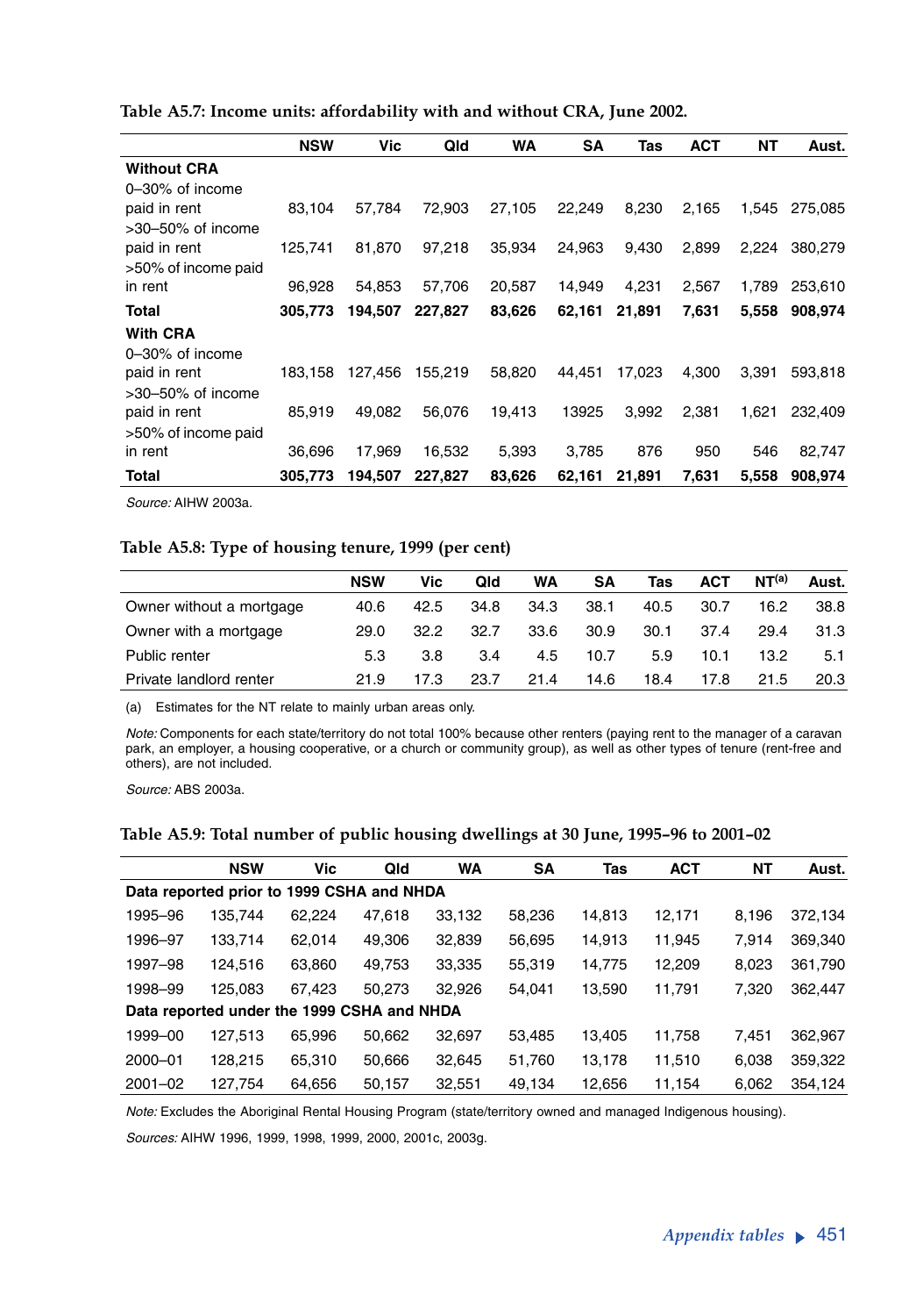**Table A5.7: Income units: affordability with and without CRA, June 2002.**

| | NSW | Vic | Qld | WA | SA | Tas | ACT | NT | Aust. |
|---|---|---|---|---|---|---|---|---|---|
| **Without CRA** | | | | | | | | | |
| 0–30% of income paid in rent | 83,104 | 57,784 | 72,903 | 27,105 | 22,249 | 8,230 | 2,165 | 1,545 | 275,085 |
| >30–50% of income paid in rent | 125,741 | 81,870 | 97,218 | 35,934 | 24,963 | 9,430 | 2,899 | 2,224 | 380,279 |
| >50% of income paid in rent | 96,928 | 54,853 | 57,706 | 20,587 | 14,949 | 4,231 | 2,567 | 1,789 | 253,610 |
| **Total** | **305,773** | **194,507** | **227,827** | **83,626** | **62,161** | **21,891** | **7,631** | **5,558** | **908,974** |
| **With CRA** | | | | | | | | | |
| 0–30% of income paid in rent | 183,158 | 127,456 | 155,219 | 58,820 | 44,451 | 17,023 | 4,300 | 3,391 | 593,818 |
| >30–50% of income paid in rent | 85,919 | 49,082 | 56,076 | 19,413 | 13925 | 3,992 | 2,381 | 1,621 | 232,409 |
| >50% of income paid in rent | 36,696 | 17,969 | 16,532 | 5,393 | 3,785 | 876 | 950 | 546 | 82,747 |
| **Total** | **305,773** | **194,507** | **227,827** | **83,626** | **62,161** | **21,891** | **7,631** | **5,558** | **908,974** |

*Source:* AIHW 2003a.

**Table A5.8: Type of housing tenure, 1999 (per cent)**

| | NSW | Vic | Qld | WA | SA | Tas | ACT | NT[(a)] | Aust. |
|---|---|---|---|---|---|---|---|---|---|
| Owner without a mortgage | 40.6 | 42.5 | 34.8 | 34.3 | 38.1 | 40.5 | 30.7 | 16.2 | 38.8 |
| Owner with a mortgage | 29.0 | 32.2 | 32.7 | 33.6 | 30.9 | 30.1 | 37.4 | 29.4 | 31.3 |
| Public renter | 5.3 | 3.8 | 3.4 | 4.5 | 10.7 | 5.9 | 10.1 | 13.2 | 5.1 |
| Private landlord renter | 21.9 | 17.3 | 23.7 | 21.4 | 14.6 | 18.4 | 17.8 | 21.5 | 20.3 |

(a) Estimates for the NT relate to mainly urban areas only.

*Note:* Components for each state/territory do not total 100% because other renters (paying rent to the manager of a caravan park, an employer, a housing cooperative, or a church or community group), as well as other types of tenure (rent-free and others), are not included.

*Source:* ABS 2003a.

**Table A5.9: Total number of public housing dwellings at 30 June, 1995–96 to 2001–02**

| | NSW | Vic | Qld | WA | SA | Tas | ACT | NT | Aust. |
|---|---|---|---|---|---|---|---|---|---|
| **Data reported prior to 1999 CSHA and NHDA** | | | | | | | | | |
| 1995–96 | 135,744 | 62,224 | 47,618 | 33,132 | 58,236 | 14,813 | 12,171 | 8,196 | 372,134 |
| 1996–97 | 133,714 | 62,014 | 49,306 | 32,839 | 56,695 | 14,913 | 11,945 | 7,914 | 369,340 |
| 1997–98 | 124,516 | 63,860 | 49,753 | 33,335 | 55,319 | 14,775 | 12,209 | 8,023 | 361,790 |
| 1998–99 | 125,083 | 67,423 | 50,273 | 32,926 | 54,041 | 13,590 | 11,791 | 7,320 | 362,447 |
| **Data reported under the 1999 CSHA and NHDA** | | | | | | | | | |
| 1999–00 | 127,513 | 65,996 | 50,662 | 32,697 | 53,485 | 13,405 | 11,758 | 7,451 | 362,967 |
| 2000–01 | 128,215 | 65,310 | 50,666 | 32,645 | 51,760 | 13,178 | 11,510 | 6,038 | 359,322 |
| 2001–02 | 127,754 | 64,656 | 50,157 | 32,551 | 49,134 | 12,656 | 11,154 | 6,062 | 354,124 |

*Note:* Excludes the Aboriginal Rental Housing Program (state/territory owned and managed Indigenous housing).

*Sources:* AIHW 1996, 1999, 1998, 1999, 2000, 2001c, 2003g.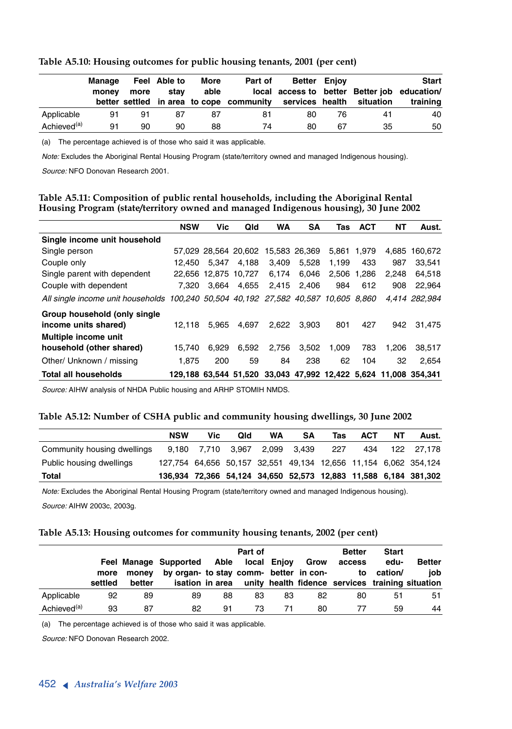#### Table A5.10: Housing outcomes for public housing tenants, 2001 (per cent)

| | Manage money better | Feel more settled | Able to stay in area | More able to cope | Part of local community | Better access to services | Enjoy better health | Better job situation | Start education/ training |
|---|---|---|---|---|---|---|---|---|---|
| Applicable | 91 | 91 | 87 | 87 | 81 | 80 | 76 | 41 | 40 |
| Achieved[(a)] | 91 | 90 | 90 | 88 | 74 | 80 | 67 | 35 | 50 |

(a) The percentage achieved is of those who said it was applicable.

*Note:* Excludes the Aboriginal Rental Housing Program (state/territory owned and managed Indigenous housing).

*Source:* NFO Donovan Research 2001.

#### Table A5.11: Composition of public rental households, including the Aboriginal Rental Housing Program (state/territory owned and managed Indigenous housing), 30 June 2002

| | NSW | Vic | Qld | WA | SA | Tas | ACT | NT | Aust. |
|---|---|---|---|---|---|---|---|---|---|
| **Single income unit household** | | | | | | | | | |
| Single person | 57,029 | 28,564 | 20,602 | 15,583 | 26,369 | 5,861 | 1,979 | 4,685 | 160,672 |
| Couple only | 12,450 | 5,347 | 4,188 | 3,409 | 5,528 | 1,199 | 433 | 987 | 33,541 |
| Single parent with dependent | 22,656 | 12,875 | 10,727 | 6,174 | 6,046 | 2,506 | 1,286 | 2,248 | 64,518 |
| Couple with dependent | 7,320 | 3,664 | 4,655 | 2,415 | 2,406 | 984 | 612 | 908 | 22,964 |
| *All single income unit households* | *100,240* | *50,504* | *40,192* | *27,582* | *40,587* | *10,605* | *8,860* | *4,414* | *282,984* |
| **Group household (only single income units shared)** | 12,118 | 5,965 | 4,697 | 2,622 | 3,903 | 801 | 427 | 942 | 31,475 |
| **Multiple income unit household (other shared)** | 15,740 | 6,929 | 6,592 | 2,756 | 3,502 | 1,009 | 783 | 1,206 | 38,517 |
| Other/ Unknown / missing | 1,875 | 200 | 59 | 84 | 238 | 62 | 104 | 32 | 2,654 |
| **Total all households** | **129,188** | **63,544** | **51,520** | **33,043** | **47,992** | **12,422** | **5,624** | **11,008** | **354,341** |

*Source:* AIHW analysis of NHDA Public housing and ARHP STOMIH NMDS.

#### Table A5.12: Number of CSHA public and community housing dwellings, 30 June 2002

| | NSW | Vic | Qld | WA | SA | Tas | ACT | NT | Aust. |
|---|---|---|---|---|---|---|---|---|---|
| Community housing dwellings | 9,180 | 7,710 | 3,967 | 2,099 | 3,439 | 227 | 434 | 122 | 27,178 |
| Public housing dwellings | 127,754 | 64,656 | 50,157 | 32,551 | 49,134 | 12,656 | 11,154 | 6,062 | 354,124 |
| **Total** | **136,934** | **72,366** | **54,124** | **34,650** | **52,573** | **12,883** | **11,588** | **6,184** | **381,302** |

*Note:* Excludes the Aboriginal Rental Housing Program (state/territory owned and managed Indigenous housing).

*Source:* AIHW 2003c, 2003g.

#### Table A5.13: Housing outcomes for community housing tenants, 2002 (per cent)

| | Feel more settled | Manage money better | Supported by organisation | Able to stay in area | Part of local community | Enjoy better health | Grow in confidence | Better access to services | Start education/ training | Better job situation |
|---|---|---|---|---|---|---|---|---|---|---|
| Applicable | 92 | 89 | 89 | 88 | 83 | 83 | 82 | 80 | 51 | 51 |
| Achieved[(a)] | 93 | 87 | 82 | 91 | 73 | 71 | 80 | 77 | 59 | 44 |

(a) The percentage achieved is of those who said it was applicable.

*Source:* NFO Donovan Research 2002.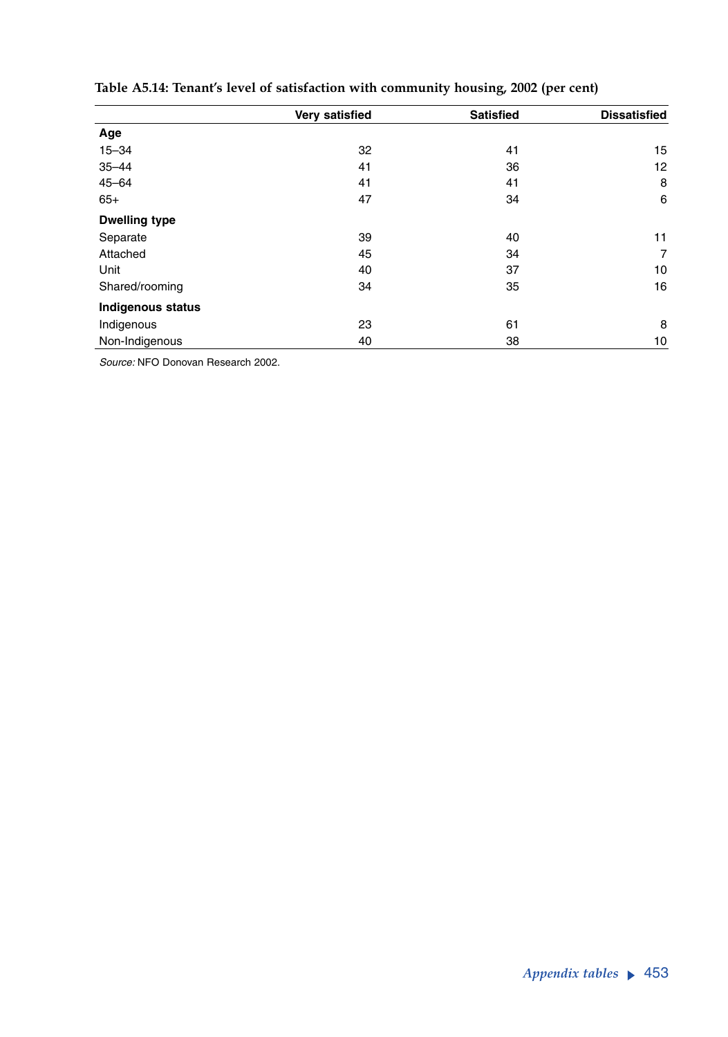**Table A5.14: Tenant's level of satisfaction with community housing, 2002 (per cent)**

| | Very satisfied | Satisfied | Dissatisfied |
|---|---|---|---|
| **Age** | | | |
| 15–34 | 32 | 41 | 15 |
| 35–44 | 41 | 36 | 12 |
| 45–64 | 41 | 41 | 8 |
| 65+ | 47 | 34 | 6 |
| **Dwelling type** | | | |
| Separate | 39 | 40 | 11 |
| Attached | 45 | 34 | 7 |
| Unit | 40 | 37 | 10 |
| Shared/rooming | 34 | 35 | 16 |
| **Indigenous status** | | | |
| Indigenous | 23 | 61 | 8 |
| Non-Indigenous | 40 | 38 | 10 |

*Source:* NFO Donovan Research 2002.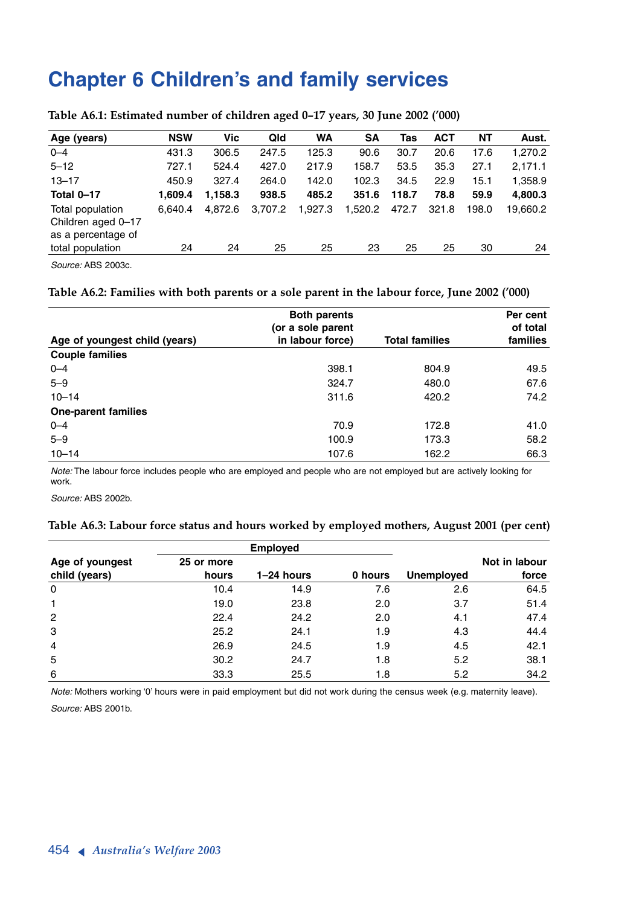# Chapter 6 Children's and family services

**Table A6.1: Estimated number of children aged 0–17 years, 30 June 2002 ('000)**

| Age (years) | NSW | Vic | Qld | WA | SA | Tas | ACT | NT | Aust. |
|---|---|---|---|---|---|---|---|---|---|
| 0–4 | 431.3 | 306.5 | 247.5 | 125.3 | 90.6 | 30.7 | 20.6 | 17.6 | 1,270.2 |
| 5–12 | 727.1 | 524.4 | 427.0 | 217.9 | 158.7 | 53.5 | 35.3 | 27.1 | 2,171.1 |
| 13–17 | 450.9 | 327.4 | 264.0 | 142.0 | 102.3 | 34.5 | 22.9 | 15.1 | 1,358.9 |
| **Total 0–17** | **1,609.4** | **1,158.3** | **938.5** | **485.2** | **351.6** | **118.7** | **78.8** | **59.9** | **4,800.3** |
| Total population | 6,640.4 | 4,872.6 | 3,707.2 | 1,927.3 | 1,520.2 | 472.7 | 321.8 | 198.0 | 19,660.2 |
| Children aged 0–17 as a percentage of total population | 24 | 24 | 25 | 25 | 23 | 25 | 25 | 30 | 24 |

*Source:* ABS 2003c.

**Table A6.2: Families with both parents or a sole parent in the labour force, June 2002 ('000)**

| Age of youngest child (years) | Both parents (or a sole parent in labour force) | Total families | Per cent of total families |
|---|---|---|---|
| **Couple families** | | | |
| 0–4 | 398.1 | 804.9 | 49.5 |
| 5–9 | 324.7 | 480.0 | 67.6 |
| 10–14 | 311.6 | 420.2 | 74.2 |
| **One-parent families** | | | |
| 0–4 | 70.9 | 172.8 | 41.0 |
| 5–9 | 100.9 | 173.3 | 58.2 |
| 10–14 | 107.6 | 162.2 | 66.3 |

*Note:* The labour force includes people who are employed and people who are not employed but are actively looking for work.

*Source:* ABS 2002b.

**Table A6.3: Labour force status and hours worked by employed mothers, August 2001 (per cent)**

| Age of youngest child (years) | Employed | | | Unemployed | Not in labour force |
|---|---|---|---|---|---|
| | 25 or more hours | 1–24 hours | 0 hours | | |
| 0 | 10.4 | 14.9 | 7.6 | 2.6 | 64.5 |
| 1 | 19.0 | 23.8 | 2.0 | 3.7 | 51.4 |
| 2 | 22.4 | 24.2 | 2.0 | 4.1 | 47.4 |
| 3 | 25.2 | 24.1 | 1.9 | 4.3 | 44.4 |
| 4 | 26.9 | 24.5 | 1.9 | 4.5 | 42.1 |
| 5 | 30.2 | 24.7 | 1.8 | 5.2 | 38.1 |
| 6 | 33.3 | 25.5 | 1.8 | 5.2 | 34.2 |

*Note:* Mothers working '0' hours were in paid employment but did not work during the census week (e.g. maternity leave).

*Source:* ABS 2001b.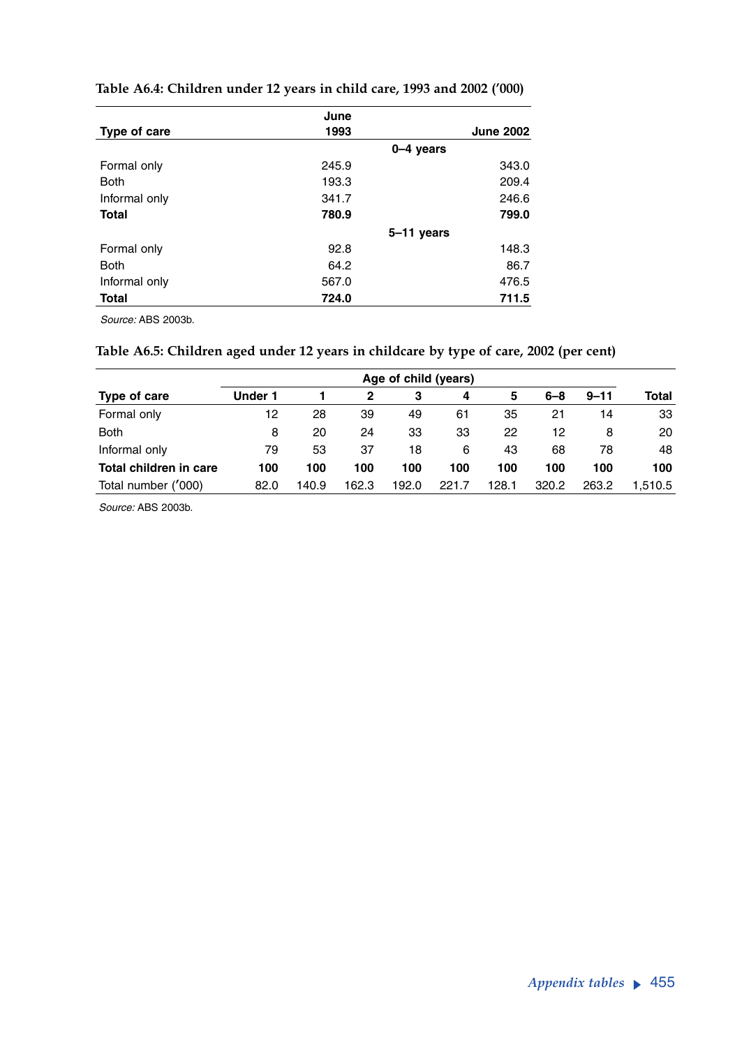**Table A6.4: Children under 12 years in child care, 1993 and 2002 ('000)**

| Type of care | June 1993 | June 2002 |
|---|---|---|
| | *0–4 years* | |
| Formal only | 245.9 | 343.0 |
| Both | 193.3 | 209.4 |
| Informal only | 341.7 | 246.6 |
| **Total** | **780.9** | **799.0** |
| | *5–11 years* | |
| Formal only | 92.8 | 148.3 |
| Both | 64.2 | 86.7 |
| Informal only | 567.0 | 476.5 |
| **Total** | **724.0** | **711.5** |

*Source:* ABS 2003b.

**Table A6.5: Children aged under 12 years in childcare by type of care, 2002 (per cent)**

| | Age of child (years) | | | | | | | | |
|---|---|---|---|---|---|---|---|---|---|
| Type of care | Under 1 | 1 | 2 | 3 | 4 | 5 | 6–8 | 9–11 | Total |
| Formal only | 12 | 28 | 39 | 49 | 61 | 35 | 21 | 14 | 33 |
| Both | 8 | 20 | 24 | 33 | 33 | 22 | 12 | 8 | 20 |
| Informal only | 79 | 53 | 37 | 18 | 6 | 43 | 68 | 78 | 48 |
| **Total children in care** | **100** | **100** | **100** | **100** | **100** | **100** | **100** | **100** | **100** |
| Total number ('000) | 82.0 | 140.9 | 162.3 | 192.0 | 221.7 | 128.1 | 320.2 | 263.2 | 1,510.5 |

*Source:* ABS 2003b.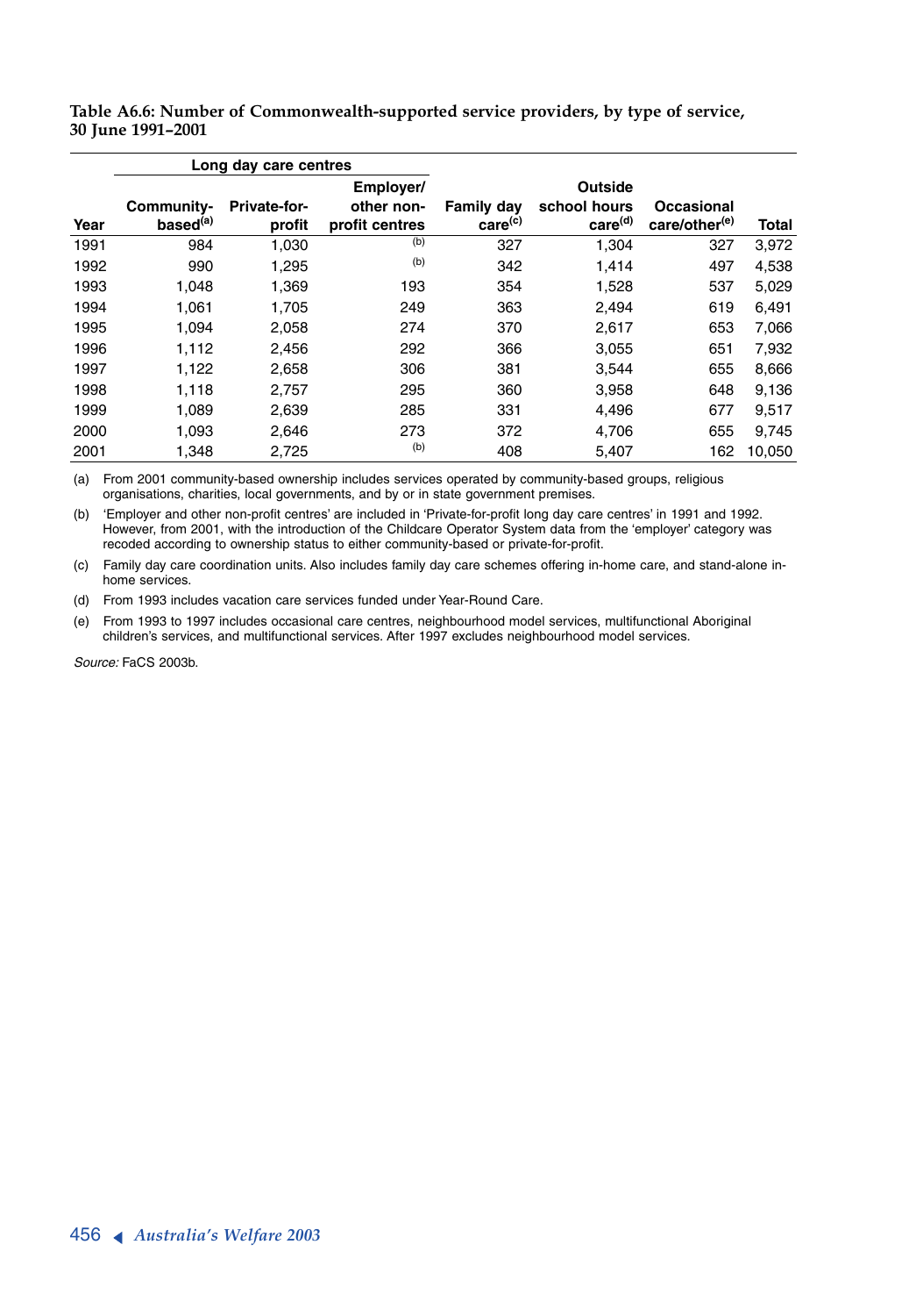**Table A6.6: Number of Commonwealth-supported service providers, by type of service, 30 June 1991–2001**

| | Long day care centres | | | | | | |
|---|---|---|---|---|---|---|---|
| Year | Community-based[(a)] | Private-for-profit | Employer/ other non-profit centres | Family day care[(c)] | Outside school hours care[(d)] | Occasional care/other[(e)] | Total |
| 1991 | 984 | 1,030 | (b) | 327 | 1,304 | 327 | 3,972 |
| 1992 | 990 | 1,295 | (b) | 342 | 1,414 | 497 | 4,538 |
| 1993 | 1,048 | 1,369 | 193 | 354 | 1,528 | 537 | 5,029 |
| 1994 | 1,061 | 1,705 | 249 | 363 | 2,494 | 619 | 6,491 |
| 1995 | 1,094 | 2,058 | 274 | 370 | 2,617 | 653 | 7,066 |
| 1996 | 1,112 | 2,456 | 292 | 366 | 3,055 | 651 | 7,932 |
| 1997 | 1,122 | 2,658 | 306 | 381 | 3,544 | 655 | 8,666 |
| 1998 | 1,118 | 2,757 | 295 | 360 | 3,958 | 648 | 9,136 |
| 1999 | 1,089 | 2,639 | 285 | 331 | 4,496 | 677 | 9,517 |
| 2000 | 1,093 | 2,646 | 273 | 372 | 4,706 | 655 | 9,745 |
| 2001 | 1,348 | 2,725 | (b) | 408 | 5,407 | 162 | 10,050 |

(a) From 2001 community-based ownership includes services operated by community-based groups, religious organisations, charities, local governments, and by or in state government premises.

(b) 'Employer and other non-profit centres' are included in 'Private-for-profit long day care centres' in 1991 and 1992. However, from 2001, with the introduction of the Childcare Operator System data from the 'employer' category was recoded according to ownership status to either community-based or private-for-profit.

(c) Family day care coordination units. Also includes family day care schemes offering in-home care, and stand-alone in-home services.

(d) From 1993 includes vacation care services funded under Year-Round Care.

(e) From 1993 to 1997 includes occasional care centres, neighbourhood model services, multifunctional Aboriginal children's services, and multifunctional services. After 1997 excludes neighbourhood model services.

*Source:* FaCS 2003b.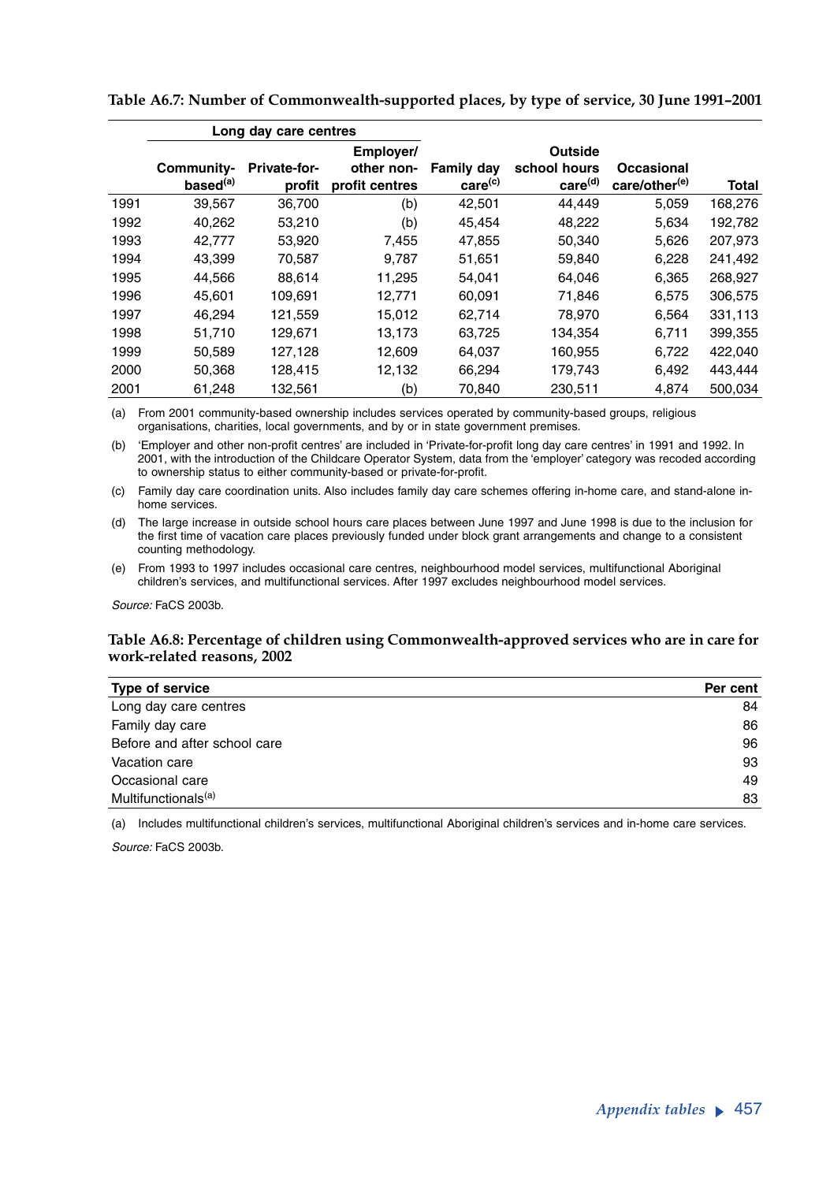**Table A6.7: Number of Commonwealth-supported places, by type of service, 30 June 1991–2001**

| | Long day care centres | | | | | | |
|---|---|---|---|---|---|---|---|
| | Community-based[(a)] | Private-for-profit | Employer/ other non-profit centres | Family day care[(c)] | Outside school hours care[(d)] | Occasional care/other[(e)] | Total |
| 1991 | 39,567 | 36,700 | (b) | 42,501 | 44,449 | 5,059 | 168,276 |
| 1992 | 40,262 | 53,210 | (b) | 45,454 | 48,222 | 5,634 | 192,782 |
| 1993 | 42,777 | 53,920 | 7,455 | 47,855 | 50,340 | 5,626 | 207,973 |
| 1994 | 43,399 | 70,587 | 9,787 | 51,651 | 59,840 | 6,228 | 241,492 |
| 1995 | 44,566 | 88,614 | 11,295 | 54,041 | 64,046 | 6,365 | 268,927 |
| 1996 | 45,601 | 109,691 | 12,771 | 60,091 | 71,846 | 6,575 | 306,575 |
| 1997 | 46,294 | 121,559 | 15,012 | 62,714 | 78,970 | 6,564 | 331,113 |
| 1998 | 51,710 | 129,671 | 13,173 | 63,725 | 134,354 | 6,711 | 399,355 |
| 1999 | 50,589 | 127,128 | 12,609 | 64,037 | 160,955 | 6,722 | 422,040 |
| 2000 | 50,368 | 128,415 | 12,132 | 66,294 | 179,743 | 6,492 | 443,444 |
| 2001 | 61,248 | 132,561 | (b) | 70,840 | 230,511 | 4,874 | 500,034 |

(a) From 2001 community-based ownership includes services operated by community-based groups, religious organisations, charities, local governments, and by or in state government premises.

(b) 'Employer and other non-profit centres' are included in 'Private-for-profit long day care centres' in 1991 and 1992. In 2001, with the introduction of the Childcare Operator System, data from the 'employer' category was recoded according to ownership status to either community-based or private-for-profit.

(c) Family day care coordination units. Also includes family day care schemes offering in-home care, and stand-alone in-home services.

(d) The large increase in outside school hours care places between June 1997 and June 1998 is due to the inclusion for the first time of vacation care places previously funded under block grant arrangements and change to a consistent counting methodology.

(e) From 1993 to 1997 includes occasional care centres, neighbourhood model services, multifunctional Aboriginal children's services, and multifunctional services. After 1997 excludes neighbourhood model services.

*Source:* FaCS 2003b.

**Table A6.8: Percentage of children using Commonwealth-approved services who are in care for work-related reasons, 2002**

| Type of service | Per cent |
|---|---|
| Long day care centres | 84 |
| Family day care | 86 |
| Before and after school care | 96 |
| Vacation care | 93 |
| Occasional care | 49 |
| Multifunctionals[(a)] | 83 |

(a) Includes multifunctional children's services, multifunctional Aboriginal children's services and in-home care services.

*Source:* FaCS 2003b.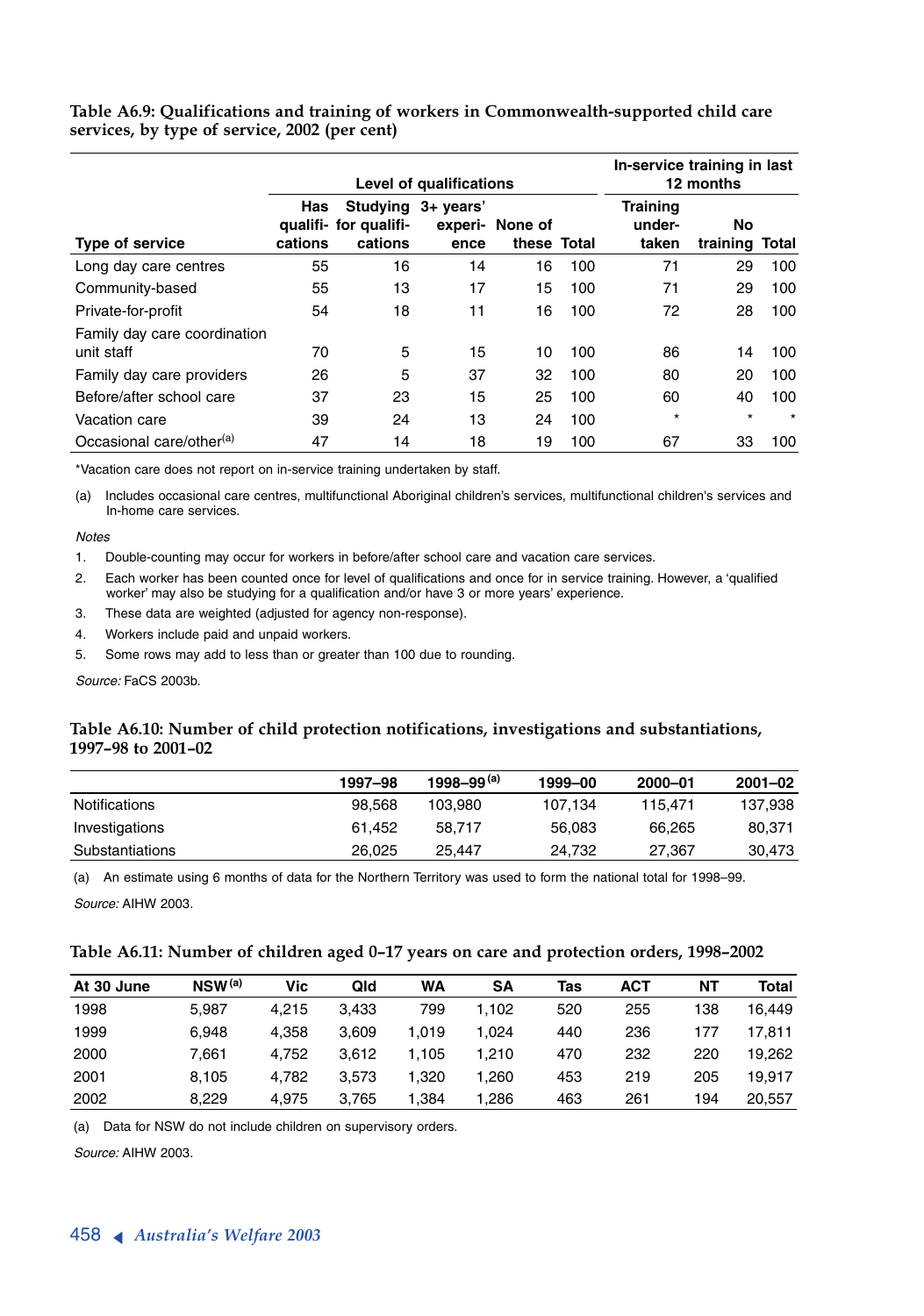**Table A6.9: Qualifications and training of workers in Commonwealth-supported child care services, by type of service, 2002 (per cent)**

| | Level of qualifications | | | | | In-service training in last 12 months | | |
|---|---|---|---|---|---|---|---|---|
| Type of service | Has qualifications | Studying for qualifications | 3+ years' experience | None of these | Total | Training undertaken | No training | Total |
| Long day care centres | 55 | 16 | 14 | 16 | 100 | 71 | 29 | 100 |
| Community-based | 55 | 13 | 17 | 15 | 100 | 71 | 29 | 100 |
| Private-for-profit | 54 | 18 | 11 | 16 | 100 | 72 | 28 | 100 |
| Family day care coordination unit staff | 70 | 5 | 15 | 10 | 100 | 86 | 14 | 100 |
| Family day care providers | 26 | 5 | 37 | 32 | 100 | 80 | 20 | 100 |
| Before/after school care | 37 | 23 | 15 | 25 | 100 | 60 | 40 | 100 |
| Vacation care | 39 | 24 | 13 | 24 | 100 | * | * | * |
| Occasional care/other[(a)] | 47 | 14 | 18 | 19 | 100 | 67 | 33 | 100 |

*Vacation care does not report on in-service training undertaken by staff.

(a) Includes occasional care centres, multifunctional Aboriginal children's services, multifunctional children's services and In-home care services.

*Notes*

1. Double-counting may occur for workers in before/after school care and vacation care services.
2. Each worker has been counted once for level of qualifications and once for in service training. However, a 'qualified worker' may also be studying for a qualification and/or have 3 or more years' experience.
3. These data are weighted (adjusted for agency non-response).
4. Workers include paid and unpaid workers.
5. Some rows may add to less than or greater than 100 due to rounding.

*Source:* FaCS 2003b.

**Table A6.10: Number of child protection notifications, investigations and substantiations, 1997–98 to 2001–02**

| | 1997–98 | 1998–99[(a)] | 1999–00 | 2000–01 | 2001–02 |
|---|---|---|---|---|---|
| Notifications | 98,568 | 103,980 | 107,134 | 115,471 | 137,938 |
| Investigations | 61,452 | 58,717 | 56,083 | 66,265 | 80,371 |
| Substantiations | 26,025 | 25,447 | 24,732 | 27,367 | 30,473 |

(a) An estimate using 6 months of data for the Northern Territory was used to form the national total for 1998–99.

*Source:* AIHW 2003.

**Table A6.11: Number of children aged 0–17 years on care and protection orders, 1998–2002**

| At 30 June | NSW[(a)] | Vic | Qld | WA | SA | Tas | ACT | NT | Total |
|---|---|---|---|---|---|---|---|---|---|
| 1998 | 5,987 | 4,215 | 3,433 | 799 | 1,102 | 520 | 255 | 138 | 16,449 |
| 1999 | 6,948 | 4,358 | 3,609 | 1,019 | 1,024 | 440 | 236 | 177 | 17,811 |
| 2000 | 7,661 | 4,752 | 3,612 | 1,105 | 1,210 | 470 | 232 | 220 | 19,262 |
| 2001 | 8,105 | 4,782 | 3,573 | 1,320 | 1,260 | 453 | 219 | 205 | 19,917 |
| 2002 | 8,229 | 4,975 | 3,765 | 1,384 | 1,286 | 463 | 261 | 194 | 20,557 |

(a) Data for NSW do not include children on supervisory orders.

*Source:* AIHW 2003.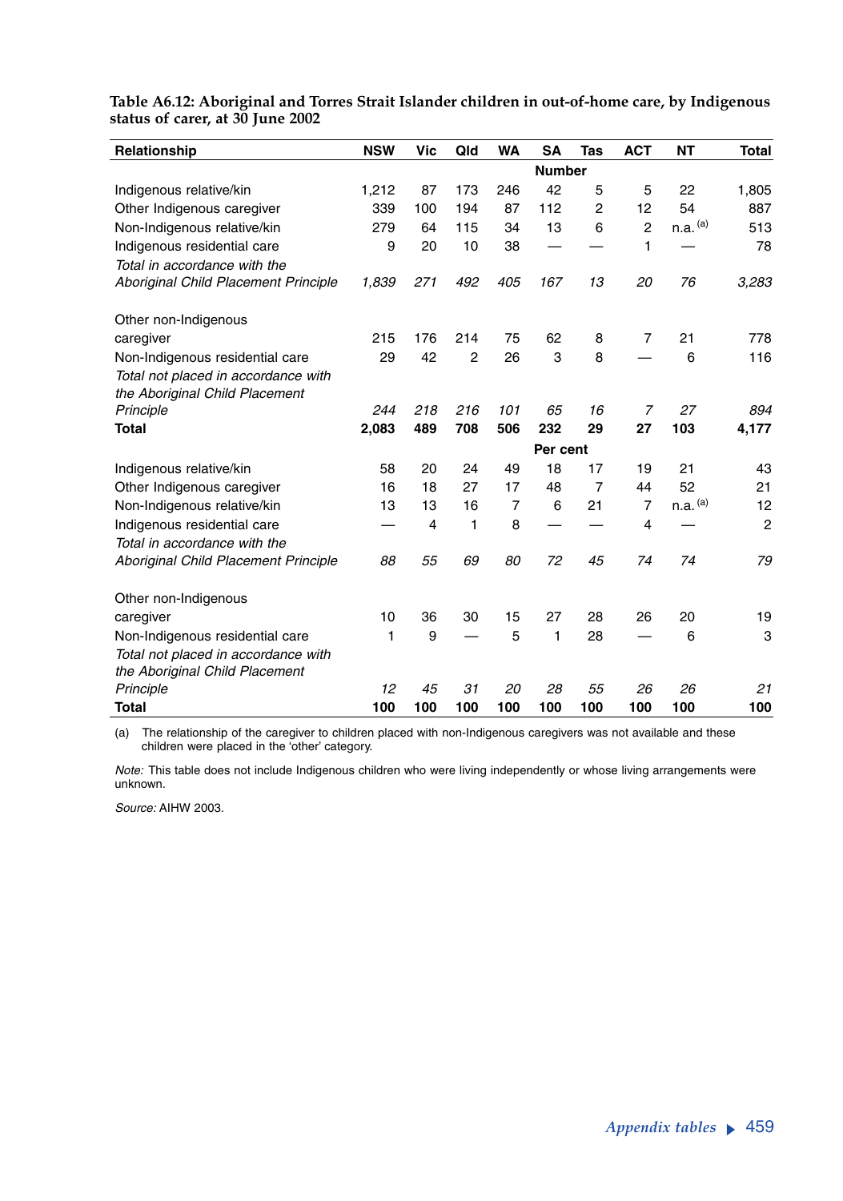**Table A6.12: Aboriginal and Torres Strait Islander children in out-of-home care, by Indigenous status of carer, at 30 June 2002**

| Relationship | NSW | Vic | Qld | WA | SA | Tas | ACT | NT | Total |
|---|---|---|---|---|---|---|---|---|---|
| | | | | | **Number** | | | | |
| Indigenous relative/kin | 1,212 | 87 | 173 | 246 | 42 | 5 | 5 | 22 | 1,805 |
| Other Indigenous caregiver | 339 | 100 | 194 | 87 | 112 | 2 | 12 | 54 | 887 |
| Non-Indigenous relative/kin | 279 | 64 | 115 | 34 | 13 | 6 | 2 | n.a. [(a)] | 513 |
| Indigenous residential care | 9 | 20 | 10 | 38 | — | — | 1 | — | 78 |
| *Total in accordance with the Aboriginal Child Placement Principle* | *1,839* | *271* | *492* | *405* | *167* | *13* | *20* | *76* | *3,283* |
| Other non-Indigenous caregiver | 215 | 176 | 214 | 75 | 62 | 8 | 7 | 21 | 778 |
| Non-Indigenous residential care | 29 | 42 | 2 | 26 | 3 | 8 | — | 6 | 116 |
| *Total not placed in accordance with the Aboriginal Child Placement Principle* | *244* | *218* | *216* | *101* | *65* | *16* | *7* | *27* | *894* |
| **Total** | **2,083** | **489** | **708** | **506** | **232** | **29** | **27** | **103** | **4,177** |
| | | | | | **Per cent** | | | | |
| Indigenous relative/kin | 58 | 20 | 24 | 49 | 18 | 17 | 19 | 21 | 43 |
| Other Indigenous caregiver | 16 | 18 | 27 | 17 | 48 | 7 | 44 | 52 | 21 |
| Non-Indigenous relative/kin | 13 | 13 | 16 | 7 | 6 | 21 | 7 | n.a. [(a)] | 12 |
| Indigenous residential care | — | 4 | 1 | 8 | — | — | 4 | — | 2 |
| *Total in accordance with the Aboriginal Child Placement Principle* | *88* | *55* | *69* | *80* | *72* | *45* | *74* | *74* | *79* |
| Other non-Indigenous caregiver | 10 | 36 | 30 | 15 | 27 | 28 | 26 | 20 | 19 |
| Non-Indigenous residential care | 1 | 9 | — | 5 | 1 | 28 | — | 6 | 3 |
| *Total not placed in accordance with the Aboriginal Child Placement Principle* | *12* | *45* | *31* | *20* | *28* | *55* | *26* | *26* | *21* |
| **Total** | **100** | **100** | **100** | **100** | **100** | **100** | **100** | **100** | **100** |

(a) The relationship of the caregiver to children placed with non-Indigenous caregivers was not available and these children were placed in the 'other' category.

*Note:* This table does not include Indigenous children who were living independently or whose living arrangements were unknown.

*Source:* AIHW 2003.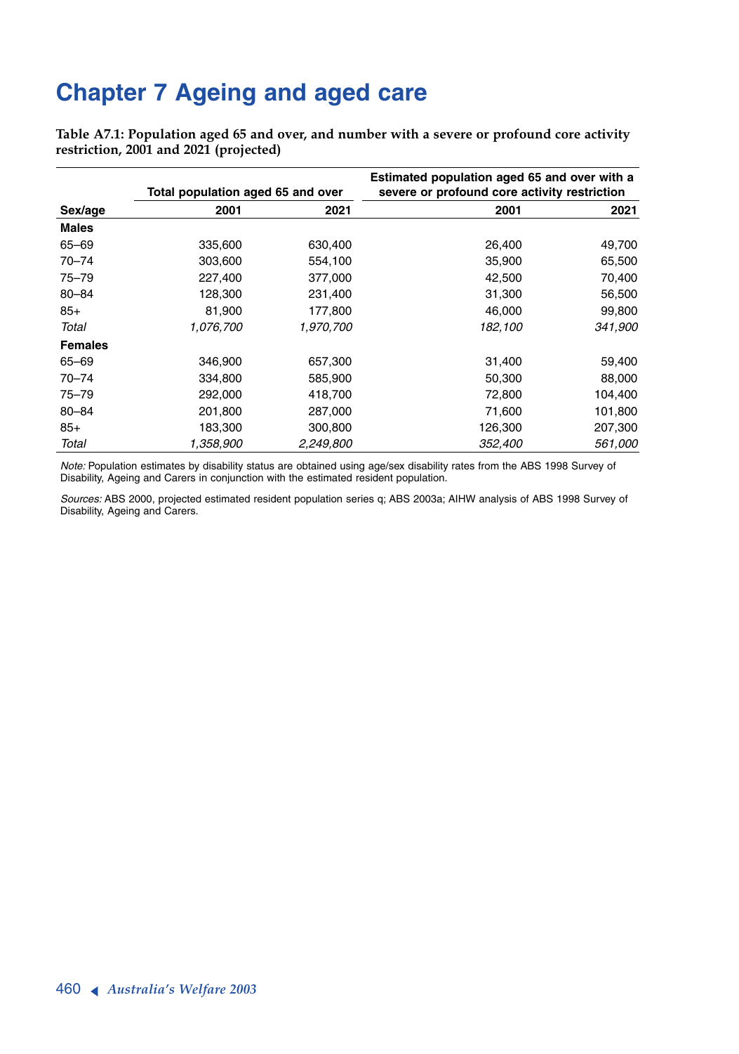# Chapter 7 Ageing and aged care

**Table A7.1: Population aged 65 and over, and number with a severe or profound core activity restriction, 2001 and 2021 (projected)**

| | Total population aged 65 and over | | Estimated population aged 65 and over with a severe or profound core activity restriction | |
|---|---|---|---|---|
| **Sex/age** | **2001** | **2021** | **2001** | **2021** |
| **Males** | | | | |
| 65–69 | 335,600 | 630,400 | 26,400 | 49,700 |
| 70–74 | 303,600 | 554,100 | 35,900 | 65,500 |
| 75–79 | 227,400 | 377,000 | 42,500 | 70,400 |
| 80–84 | 128,300 | 231,400 | 31,300 | 56,500 |
| 85+ | 81,900 | 177,800 | 46,000 | 99,800 |
| *Total* | *1,076,700* | *1,970,700* | *182,100* | *341,900* |
| **Females** | | | | |
| 65–69 | 346,900 | 657,300 | 31,400 | 59,400 |
| 70–74 | 334,800 | 585,900 | 50,300 | 88,000 |
| 75–79 | 292,000 | 418,700 | 72,800 | 104,400 |
| 80–84 | 201,800 | 287,000 | 71,600 | 101,800 |
| 85+ | 183,300 | 300,800 | 126,300 | 207,300 |
| *Total* | *1,358,900* | *2,249,800* | *352,400* | *561,000* |

*Note:* Population estimates by disability status are obtained using age/sex disability rates from the ABS 1998 Survey of Disability, Ageing and Carers in conjunction with the estimated resident population.

*Sources:* ABS 2000, projected estimated resident population series q; ABS 2003a; AIHW analysis of ABS 1998 Survey of Disability, Ageing and Carers.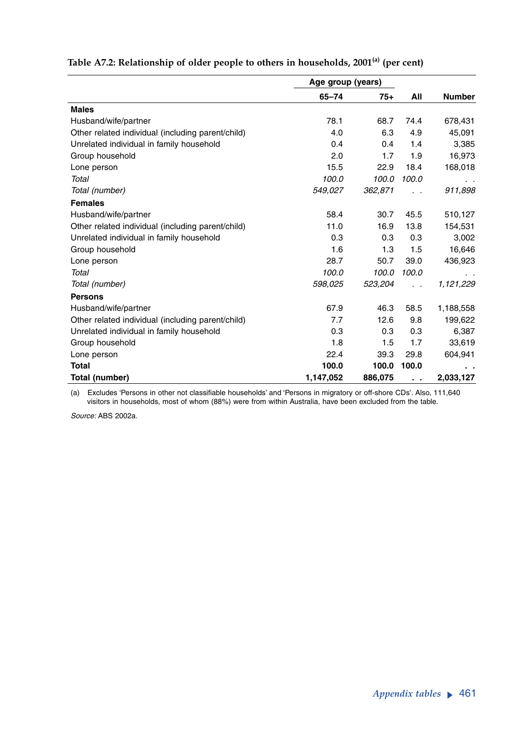**Table A7.2: Relationship of older people to others in households, 2001[(a)] (per cent)**

| | Age group (years) | | | |
|---|---|---|---|---|
| | 65–74 | 75+ | All | Number |
| **Males** | | | | |
| Husband/wife/partner | 78.1 | 68.7 | 74.4 | 678,431 |
| Other related individual (including parent/child) | 4.0 | 6.3 | 4.9 | 45,091 |
| Unrelated individual in family household | 0.4 | 0.4 | 1.4 | 3,385 |
| Group household | 2.0 | 1.7 | 1.9 | 16,973 |
| Lone person | 15.5 | 22.9 | 18.4 | 168,018 |
| *Total* | *100.0* | *100.0* | *100.0* | . . |
| *Total (number)* | *549,027* | *362,871* | . . | *911,898* |
| **Females** | | | | |
| Husband/wife/partner | 58.4 | 30.7 | 45.5 | 510,127 |
| Other related individual (including parent/child) | 11.0 | 16.9 | 13.8 | 154,531 |
| Unrelated individual in family household | 0.3 | 0.3 | 0.3 | 3,002 |
| Group household | 1.6 | 1.3 | 1.5 | 16,646 |
| Lone person | 28.7 | 50.7 | 39.0 | 436,923 |
| *Total* | *100.0* | *100.0* | *100.0* | . . |
| *Total (number)* | *598,025* | *523,204* | . . | *1,121,229* |
| **Persons** | | | | |
| Husband/wife/partner | 67.9 | 46.3 | 58.5 | 1,188,558 |
| Other related individual (including parent/child) | 7.7 | 12.6 | 9.8 | 199,622 |
| Unrelated individual in family household | 0.3 | 0.3 | 0.3 | 6,387 |
| Group household | 1.8 | 1.5 | 1.7 | 33,619 |
| Lone person | 22.4 | 39.3 | 29.8 | 604,941 |
| **Total** | **100.0** | **100.0** | **100.0** | **. .** |
| **Total (number)** | **1,147,052** | **886,075** | **. .** | **2,033,127** |

(a) Excludes 'Persons in other not classifiable households' and 'Persons in migratory or off-shore CDs'. Also, 111,640 visitors in households, most of whom (88%) were from within Australia, have been excluded from the table.

*Source:* ABS 2002a.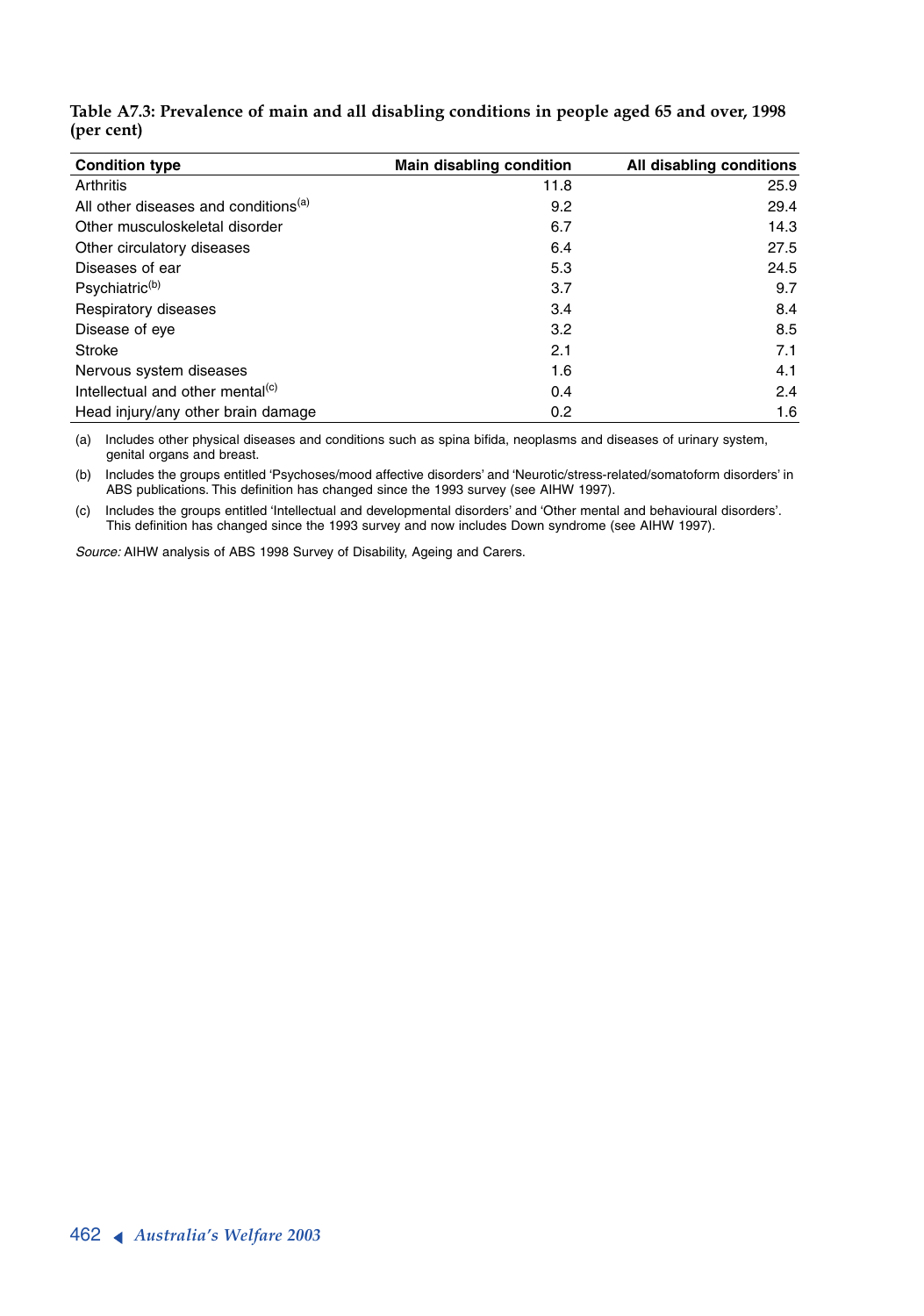**Table A7.3: Prevalence of main and all disabling conditions in people aged 65 and over, 1998 (per cent)**

| Condition type | Main disabling condition | All disabling conditions |
|---|---|---|
| Arthritis | 11.8 | 25.9 |
| All other diseases and conditions[(a)] | 9.2 | 29.4 |
| Other musculoskeletal disorder | 6.7 | 14.3 |
| Other circulatory diseases | 6.4 | 27.5 |
| Diseases of ear | 5.3 | 24.5 |
| Psychiatric[(b)] | 3.7 | 9.7 |
| Respiratory diseases | 3.4 | 8.4 |
| Disease of eye | 3.2 | 8.5 |
| Stroke | 2.1 | 7.1 |
| Nervous system diseases | 1.6 | 4.1 |
| Intellectual and other mental[(c)] | 0.4 | 2.4 |
| Head injury/any other brain damage | 0.2 | 1.6 |

(a) Includes other physical diseases and conditions such as spina bifida, neoplasms and diseases of urinary system, genital organs and breast.

(b) Includes the groups entitled 'Psychoses/mood affective disorders' and 'Neurotic/stress-related/somatoform disorders' in ABS publications. This definition has changed since the 1993 survey (see AIHW 1997).

(c) Includes the groups entitled 'Intellectual and developmental disorders' and 'Other mental and behavioural disorders'. This definition has changed since the 1993 survey and now includes Down syndrome (see AIHW 1997).

*Source:* AIHW analysis of ABS 1998 Survey of Disability, Ageing and Carers.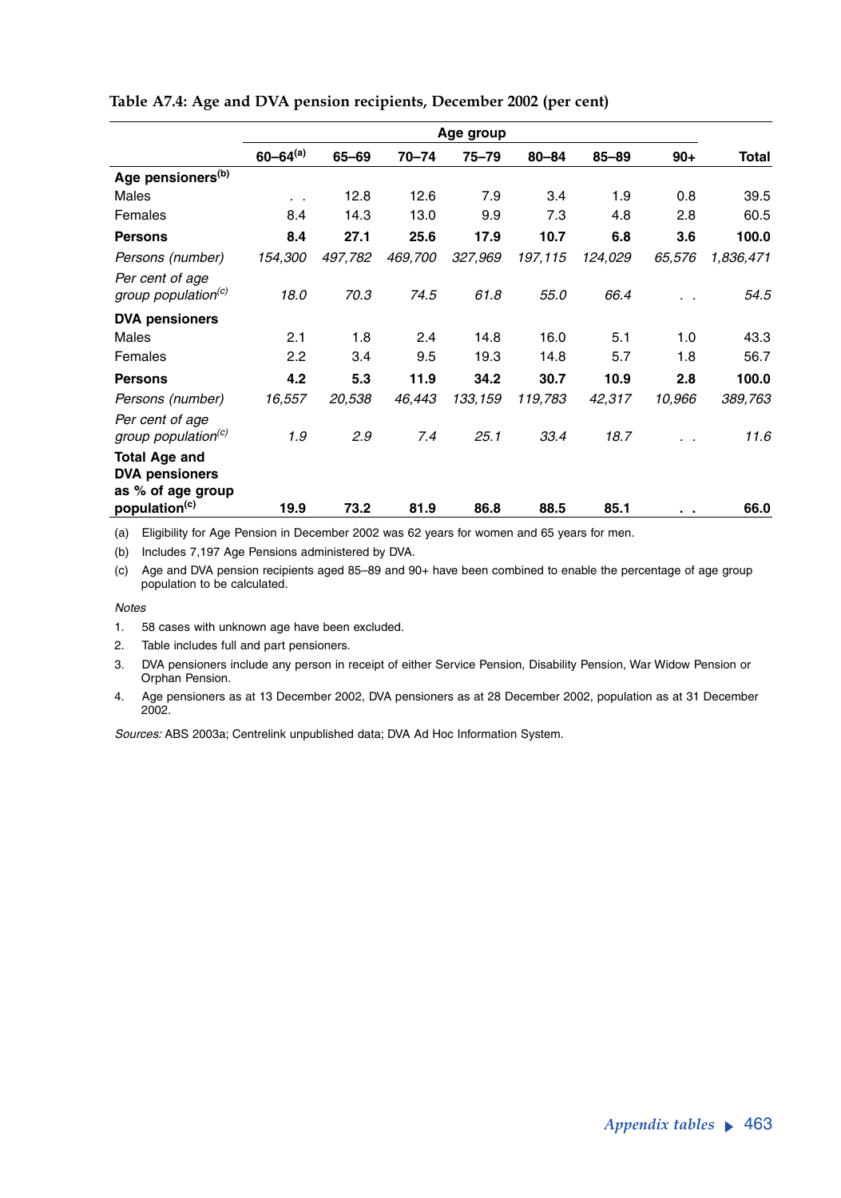**Table A7.4: Age and DVA pension recipients, December 2002 (per cent)**

| | Age group | | | | | | | |
|---|---|---|---|---|---|---|---|---|
| | 60–64[(a)] | 65–69 | 70–74 | 75–79 | 80–84 | 85–89 | 90+ | Total |
| **Age pensioners[(b)]** | | | | | | | | |
| Males | . . | 12.8 | 12.6 | 7.9 | 3.4 | 1.9 | 0.8 | 39.5 |
| Females | 8.4 | 14.3 | 13.0 | 9.9 | 7.3 | 4.8 | 2.8 | 60.5 |
| **Persons** | **8.4** | **27.1** | **25.6** | **17.9** | **10.7** | **6.8** | **3.6** | **100.0** |
| *Persons (number)* | *154,300* | *497,782* | *469,700* | *327,969* | *197,115* | *124,029* | *65,576* | *1,836,471* |
| *Per cent of age group population[(c)]* | *18.0* | *70.3* | *74.5* | *61.8* | *55.0* | *66.4* | . . | *54.5* |
| **DVA pensioners** | | | | | | | | |
| Males | 2.1 | 1.8 | 2.4 | 14.8 | 16.0 | 5.1 | 1.0 | 43.3 |
| Females | 2.2 | 3.4 | 9.5 | 19.3 | 14.8 | 5.7 | 1.8 | 56.7 |
| **Persons** | **4.2** | **5.3** | **11.9** | **34.2** | **30.7** | **10.9** | **2.8** | **100.0** |
| *Persons (number)* | *16,557* | *20,538* | *46,443* | *133,159* | *119,783* | *42,317* | *10,966* | *389,763* |
| *Per cent of age group population[(c)]* | *1.9* | *2.9* | *7.4* | *25.1* | *33.4* | *18.7* | . . | *11.6* |
| **Total Age and DVA pensioners as % of age group population[(c)]** | **19.9** | **73.2** | **81.9** | **86.8** | **88.5** | **85.1** | **. .** | **66.0** |

(a) Eligibility for Age Pension in December 2002 was 62 years for women and 65 years for men.

(b) Includes 7,197 Age Pensions administered by DVA.

(c) Age and DVA pension recipients aged 85–89 and 90+ have been combined to enable the percentage of age group population to be calculated.

*Notes*

1. 58 cases with unknown age have been excluded.
2. Table includes full and part pensioners.
3. DVA pensioners include any person in receipt of either Service Pension, Disability Pension, War Widow Pension or Orphan Pension.
4. Age pensioners as at 13 December 2002, DVA pensioners as at 28 December 2002, population as at 31 December 2002.

*Sources:* ABS 2003a; Centrelink unpublished data; DVA Ad Hoc Information System.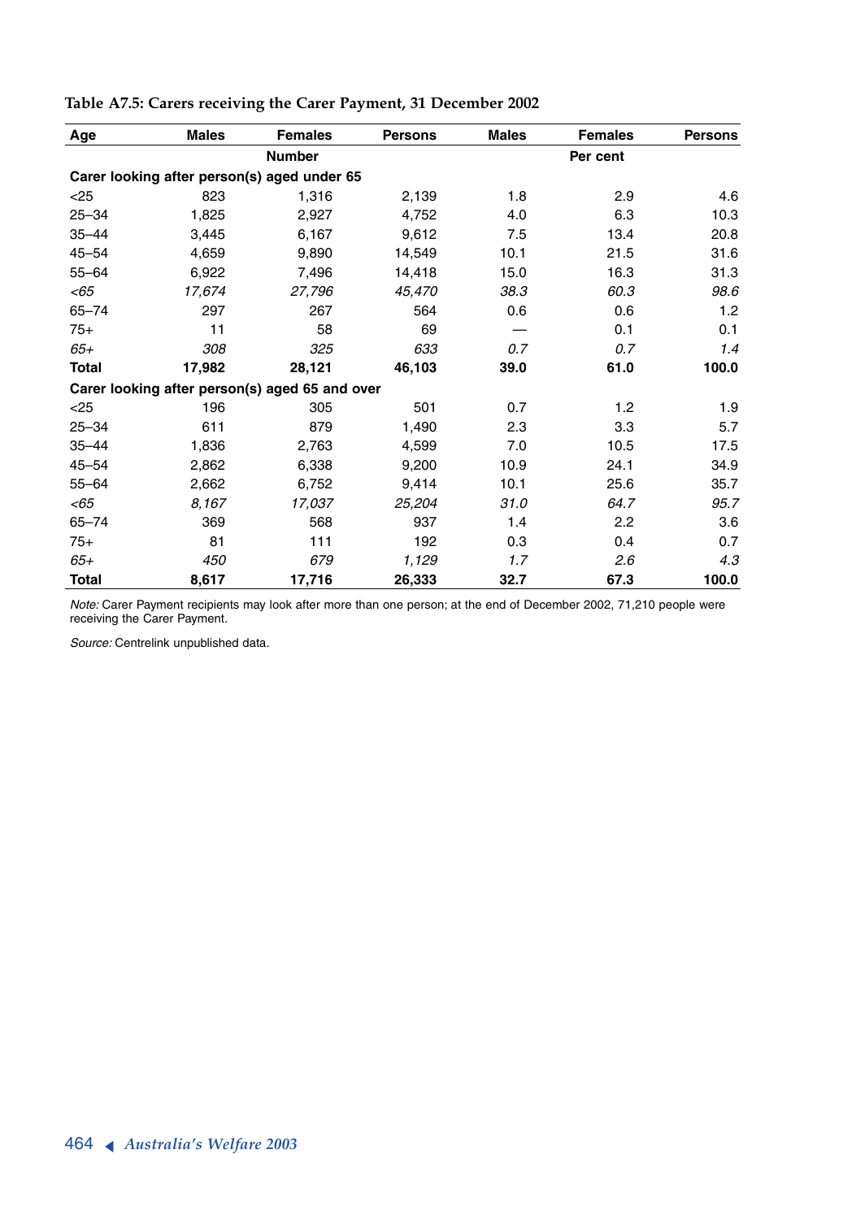**Table A7.5: Carers receiving the Carer Payment, 31 December 2002**

| Age | Males | Females | Persons | Males | Females | Persons |
|---|---|---|---|---|---|---|
| | | Number | | | Per cent | |
| **Carer looking after person(s) aged under 65** | | | | | | |
| <25 | 823 | 1,316 | 2,139 | 1.8 | 2.9 | 4.6 |
| 25–34 | 1,825 | 2,927 | 4,752 | 4.0 | 6.3 | 10.3 |
| 35–44 | 3,445 | 6,167 | 9,612 | 7.5 | 13.4 | 20.8 |
| 45–54 | 4,659 | 9,890 | 14,549 | 10.1 | 21.5 | 31.6 |
| 55–64 | 6,922 | 7,496 | 14,418 | 15.0 | 16.3 | 31.3 |
| *<65* | *17,674* | *27,796* | *45,470* | *38.3* | *60.3* | *98.6* |
| 65–74 | 297 | 267 | 564 | 0.6 | 0.6 | 1.2 |
| 75+ | 11 | 58 | 69 | — | 0.1 | 0.1 |
| *65+* | *308* | *325* | *633* | *0.7* | *0.7* | *1.4* |
| **Total** | **17,982** | **28,121** | **46,103** | **39.0** | **61.0** | **100.0** |
| **Carer looking after person(s) aged 65 and over** | | | | | | |
| <25 | 196 | 305 | 501 | 0.7 | 1.2 | 1.9 |
| 25–34 | 611 | 879 | 1,490 | 2.3 | 3.3 | 5.7 |
| 35–44 | 1,836 | 2,763 | 4,599 | 7.0 | 10.5 | 17.5 |
| 45–54 | 2,862 | 6,338 | 9,200 | 10.9 | 24.1 | 34.9 |
| 55–64 | 2,662 | 6,752 | 9,414 | 10.1 | 25.6 | 35.7 |
| *<65* | *8,167* | *17,037* | *25,204* | *31.0* | *64.7* | *95.7* |
| 65–74 | 369 | 568 | 937 | 1.4 | 2.2 | 3.6 |
| 75+ | 81 | 111 | 192 | 0.3 | 0.4 | 0.7 |
| *65+* | *450* | *679* | *1,129* | *1.7* | *2.6* | *4.3* |
| **Total** | **8,617** | **17,716** | **26,333** | **32.7** | **67.3** | **100.0** |

*Note:* Carer Payment recipients may look after more than one person; at the end of December 2002, 71,210 people were receiving the Carer Payment.

*Source:* Centrelink unpublished data.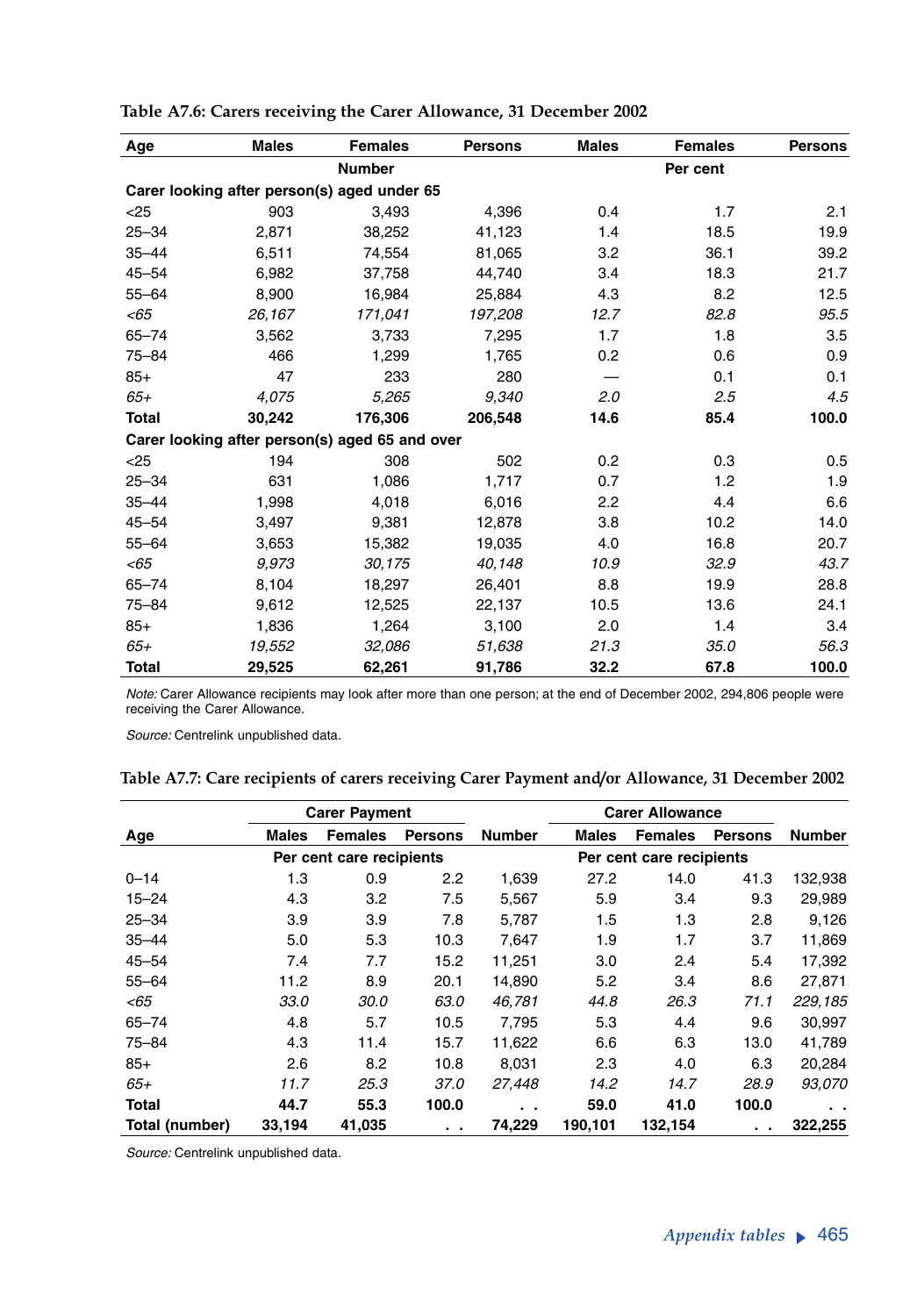**Table A7.6: Carers receiving the Carer Allowance, 31 December 2002**

| Age | Males | Females | Persons | Males | Females | Persons |
|---|---|---|---|---|---|---|
| | | Number | | | Per cent | |
| **Carer looking after person(s) aged under 65** | | | | | | |
| <25 | 903 | 3,493 | 4,396 | 0.4 | 1.7 | 2.1 |
| 25–34 | 2,871 | 38,252 | 41,123 | 1.4 | 18.5 | 19.9 |
| 35–44 | 6,511 | 74,554 | 81,065 | 3.2 | 36.1 | 39.2 |
| 45–54 | 6,982 | 37,758 | 44,740 | 3.4 | 18.3 | 21.7 |
| 55–64 | 8,900 | 16,984 | 25,884 | 4.3 | 8.2 | 12.5 |
| *<65* | *26,167* | *171,041* | *197,208* | *12.7* | *82.8* | *95.5* |
| 65–74 | 3,562 | 3,733 | 7,295 | 1.7 | 1.8 | 3.5 |
| 75–84 | 466 | 1,299 | 1,765 | 0.2 | 0.6 | 0.9 |
| 85+ | 47 | 233 | 280 | — | 0.1 | 0.1 |
| *65+* | *4,075* | *5,265* | *9,340* | *2.0* | *2.5* | *4.5* |
| **Total** | **30,242** | **176,306** | **206,548** | **14.6** | **85.4** | **100.0** |
| **Carer looking after person(s) aged 65 and over** | | | | | | |
| <25 | 194 | 308 | 502 | 0.2 | 0.3 | 0.5 |
| 25–34 | 631 | 1,086 | 1,717 | 0.7 | 1.2 | 1.9 |
| 35–44 | 1,998 | 4,018 | 6,016 | 2.2 | 4.4 | 6.6 |
| 45–54 | 3,497 | 9,381 | 12,878 | 3.8 | 10.2 | 14.0 |
| 55–64 | 3,653 | 15,382 | 19,035 | 4.0 | 16.8 | 20.7 |
| *<65* | *9,973* | *30,175* | *40,148* | *10.9* | *32.9* | *43.7* |
| 65–74 | 8,104 | 18,297 | 26,401 | 8.8 | 19.9 | 28.8 |
| 75–84 | 9,612 | 12,525 | 22,137 | 10.5 | 13.6 | 24.1 |
| 85+ | 1,836 | 1,264 | 3,100 | 2.0 | 1.4 | 3.4 |
| *65+* | *19,552* | *32,086* | *51,638* | *21.3* | *35.0* | *56.3* |
| **Total** | **29,525** | **62,261** | **91,786** | **32.2** | **67.8** | **100.0** |

*Note:* Carer Allowance recipients may look after more than one person; at the end of December 2002, 294,806 people were receiving the Carer Allowance.

*Source:* Centrelink unpublished data.

**Table A7.7: Care recipients of carers receiving Carer Payment and/or Allowance, 31 December 2002**

| | Carer Payment | | | | Carer Allowance | | | |
|---|---|---|---|---|---|---|---|---|
| Age | Males | Females | Persons | Number | Males | Females | Persons | Number |
| | Per cent care recipients | | | | Per cent care recipients | | | |
| 0–14 | 1.3 | 0.9 | 2.2 | 1,639 | 27.2 | 14.0 | 41.3 | 132,938 |
| 15–24 | 4.3 | 3.2 | 7.5 | 5,567 | 5.9 | 3.4 | 9.3 | 29,989 |
| 25–34 | 3.9 | 3.9 | 7.8 | 5,787 | 1.5 | 1.3 | 2.8 | 9,126 |
| 35–44 | 5.0 | 5.3 | 10.3 | 7,647 | 1.9 | 1.7 | 3.7 | 11,869 |
| 45–54 | 7.4 | 7.7 | 15.2 | 11,251 | 3.0 | 2.4 | 5.4 | 17,392 |
| 55–64 | 11.2 | 8.9 | 20.1 | 14,890 | 5.2 | 3.4 | 8.6 | 27,871 |
| *<65* | *33.0* | *30.0* | *63.0* | *46,781* | *44.8* | *26.3* | *71.1* | *229,185* |
| 65–74 | 4.8 | 5.7 | 10.5 | 7,795 | 5.3 | 4.4 | 9.6 | 30,997 |
| 75–84 | 4.3 | 11.4 | 15.7 | 11,622 | 6.6 | 6.3 | 13.0 | 41,789 |
| 85+ | 2.6 | 8.2 | 10.8 | 8,031 | 2.3 | 4.0 | 6.3 | 20,284 |
| *65+* | *11.7* | *25.3* | *37.0* | *27,448* | *14.2* | *14.7* | *28.9* | *93,070* |
| **Total** | **44.7** | **55.3** | **100.0** | **. .** | **59.0** | **41.0** | **100.0** | **. .** |
| **Total (number)** | **33,194** | **41,035** | **. .** | **74,229** | **190,101** | **132,154** | **. .** | **322,255** |

*Source:* Centrelink unpublished data.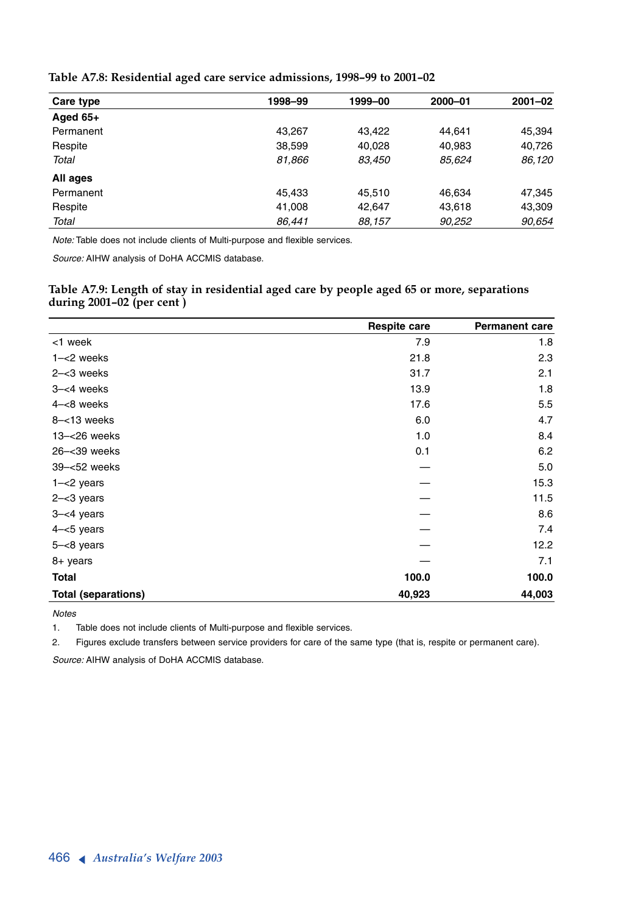**Table A7.8: Residential aged care service admissions, 1998–99 to 2001–02**

| Care type | 1998–99 | 1999–00 | 2000–01 | 2001–02 |
|---|---|---|---|---|
| **Aged 65+** | | | | |
| Permanent | 43,267 | 43,422 | 44,641 | 45,394 |
| Respite | 38,599 | 40,028 | 40,983 | 40,726 |
| *Total* | *81,866* | *83,450* | *85,624* | *86,120* |
| **All ages** | | | | |
| Permanent | 45,433 | 45,510 | 46,634 | 47,345 |
| Respite | 41,008 | 42,647 | 43,618 | 43,309 |
| *Total* | *86,441* | *88,157* | *90,252* | *90,654* |

*Note:* Table does not include clients of Multi-purpose and flexible services.

*Source:* AIHW analysis of DoHA ACCMIS database.

**Table A7.9: Length of stay in residential aged care by people aged 65 or more, separations during 2001–02 (per cent )**

| | Respite care | Permanent care |
|---|---|---|
| <1 week | 7.9 | 1.8 |
| 1–<2 weeks | 21.8 | 2.3 |
| 2–<3 weeks | 31.7 | 2.1 |
| 3–<4 weeks | 13.9 | 1.8 |
| 4–<8 weeks | 17.6 | 5.5 |
| 8–<13 weeks | 6.0 | 4.7 |
| 13–<26 weeks | 1.0 | 8.4 |
| 26–<39 weeks | 0.1 | 6.2 |
| 39–<52 weeks | — | 5.0 |
| 1–<2 years | — | 15.3 |
| 2–<3 years | — | 11.5 |
| 3–<4 years | — | 8.6 |
| 4–<5 years | — | 7.4 |
| 5–<8 years | — | 12.2 |
| 8+ years | — | 7.1 |
| **Total** | **100.0** | **100.0** |
| **Total (separations)** | **40,923** | **44,003** |

*Notes*

1. Table does not include clients of Multi-purpose and flexible services.
2. Figures exclude transfers between service providers for care of the same type (that is, respite or permanent care).

*Source:* AIHW analysis of DoHA ACCMIS database.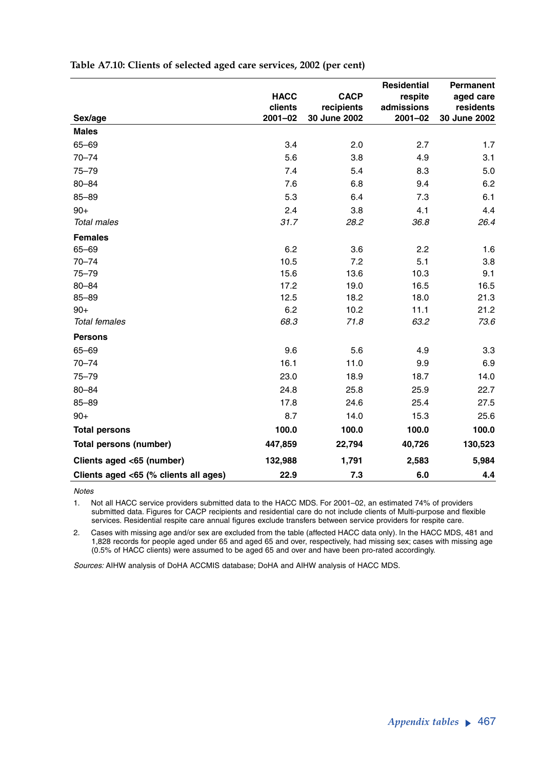**Table A7.10: Clients of selected aged care services, 2002 (per cent)**

| Sex/age | HACC clients 2001–02 | CACP recipients 30 June 2002 | Residential respite admissions 2001–02 | Permanent aged care residents 30 June 2002 |
|---|---|---|---|---|
| **Males** | | | | |
| 65–69 | 3.4 | 2.0 | 2.7 | 1.7 |
| 70–74 | 5.6 | 3.8 | 4.9 | 3.1 |
| 75–79 | 7.4 | 5.4 | 8.3 | 5.0 |
| 80–84 | 7.6 | 6.8 | 9.4 | 6.2 |
| 85–89 | 5.3 | 6.4 | 7.3 | 6.1 |
| 90+ | 2.4 | 3.8 | 4.1 | 4.4 |
| *Total males* | *31.7* | *28.2* | *36.8* | *26.4* |
| **Females** | | | | |
| 65–69 | 6.2 | 3.6 | 2.2 | 1.6 |
| 70–74 | 10.5 | 7.2 | 5.1 | 3.8 |
| 75–79 | 15.6 | 13.6 | 10.3 | 9.1 |
| 80–84 | 17.2 | 19.0 | 16.5 | 16.5 |
| 85–89 | 12.5 | 18.2 | 18.0 | 21.3 |
| 90+ | 6.2 | 10.2 | 11.1 | 21.2 |
| *Total females* | *68.3* | *71.8* | *63.2* | *73.6* |
| **Persons** | | | | |
| 65–69 | 9.6 | 5.6 | 4.9 | 3.3 |
| 70–74 | 16.1 | 11.0 | 9.9 | 6.9 |
| 75–79 | 23.0 | 18.9 | 18.7 | 14.0 |
| 80–84 | 24.8 | 25.8 | 25.9 | 22.7 |
| 85–89 | 17.8 | 24.6 | 25.4 | 27.5 |
| 90+ | 8.7 | 14.0 | 15.3 | 25.6 |
| **Total persons** | **100.0** | **100.0** | **100.0** | **100.0** |
| **Total persons (number)** | **447,859** | **22,794** | **40,726** | **130,523** |
| **Clients aged <65 (number)** | **132,988** | **1,791** | **2,583** | **5,984** |
| **Clients aged <65 (% clients all ages)** | **22.9** | **7.3** | **6.0** | **4.4** |

*Notes*

1. Not all HACC service providers submitted data to the HACC MDS. For 2001–02, an estimated 74% of providers submitted data. Figures for CACP recipients and residential care do not include clients of Multi-purpose and flexible services. Residential respite care annual figures exclude transfers between service providers for respite care.
2. Cases with missing age and/or sex are excluded from the table (affected HACC data only). In the HACC MDS, 481 and 1,828 records for people aged under 65 and aged 65 and over, respectively, had missing sex; cases with missing age (0.5% of HACC clients) were assumed to be aged 65 and over and have been pro-rated accordingly.

*Sources:* AIHW analysis of DoHA ACCMIS database; DoHA and AIHW analysis of HACC MDS.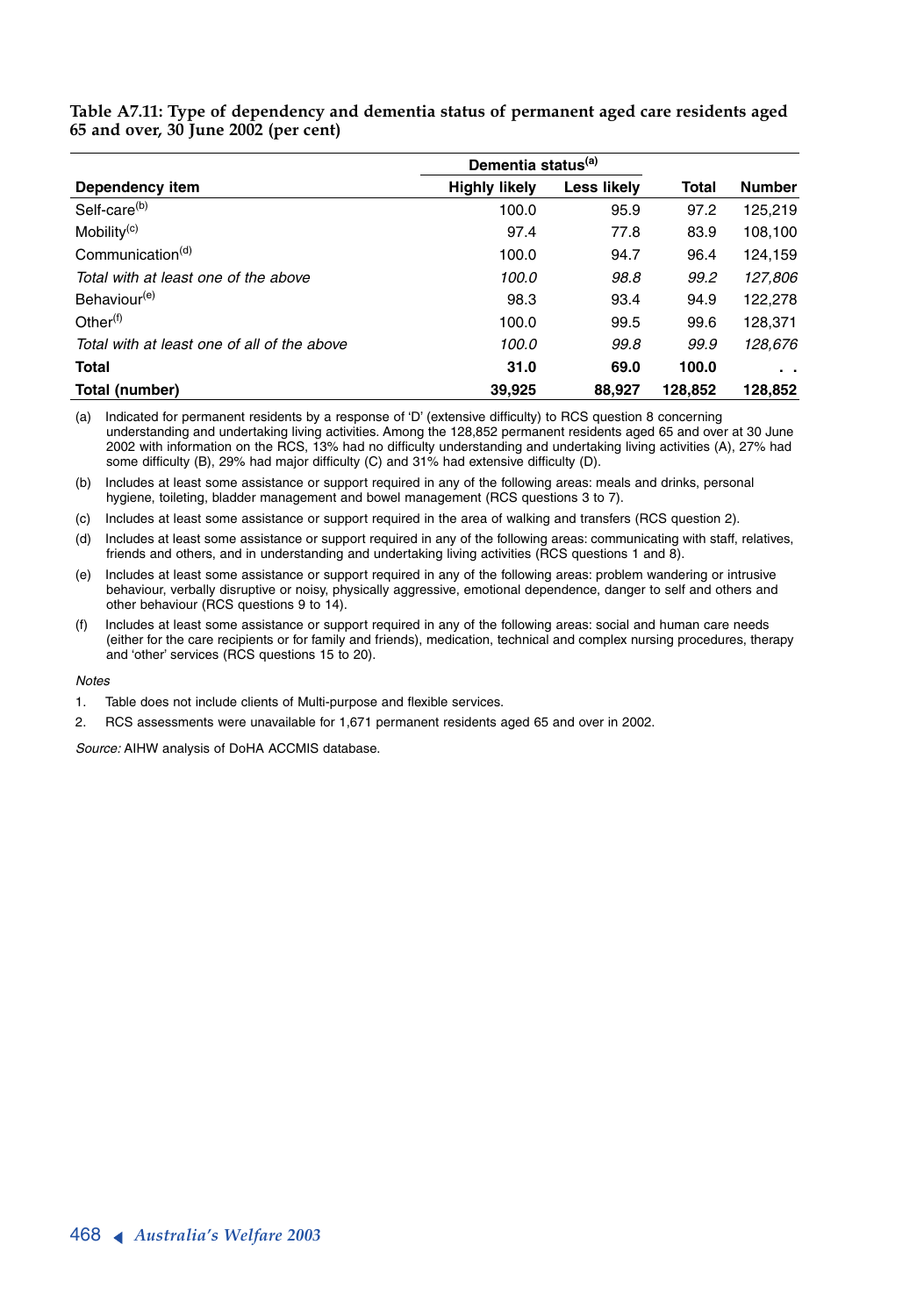**Table A7.11: Type of dependency and dementia status of permanent aged care residents aged 65 and over, 30 June 2002 (per cent)**

| | Dementia status[(a)] | | | |
|---|---|---|---|---|
| **Dependency item** | **Highly likely** | **Less likely** | **Total** | **Number** |
| Self-care[(b)] | 100.0 | 95.9 | 97.2 | 125,219 |
| Mobility[(c)] | 97.4 | 77.8 | 83.9 | 108,100 |
| Communication[(d)] | 100.0 | 94.7 | 96.4 | 124,159 |
| *Total with at least one of the above* | *100.0* | *98.8* | *99.2* | *127,806* |
| Behaviour[(e)] | 98.3 | 93.4 | 94.9 | 122,278 |
| Other[(f)] | 100.0 | 99.5 | 99.6 | 128,371 |
| *Total with at least one of all of the above* | *100.0* | *99.8* | *99.9* | *128,676* |
| **Total** | **31.0** | **69.0** | **100.0** | **. .** |
| **Total (number)** | **39,925** | **88,927** | **128,852** | **128,852** |

(a) Indicated for permanent residents by a response of 'D' (extensive difficulty) to RCS question 8 concerning understanding and undertaking living activities. Among the 128,852 permanent residents aged 65 and over at 30 June 2002 with information on the RCS, 13% had no difficulty understanding and undertaking living activities (A), 27% had some difficulty (B), 29% had major difficulty (C) and 31% had extensive difficulty (D).

(b) Includes at least some assistance or support required in any of the following areas: meals and drinks, personal hygiene, toileting, bladder management and bowel management (RCS questions 3 to 7).

(c) Includes at least some assistance or support required in the area of walking and transfers (RCS question 2).

(d) Includes at least some assistance or support required in any of the following areas: communicating with staff, relatives, friends and others, and in understanding and undertaking living activities (RCS questions 1 and 8).

(e) Includes at least some assistance or support required in any of the following areas: problem wandering or intrusive behaviour, verbally disruptive or noisy, physically aggressive, emotional dependence, danger to self and others and other behaviour (RCS questions 9 to 14).

(f) Includes at least some assistance or support required in any of the following areas: social and human care needs (either for the care recipients or for family and friends), medication, technical and complex nursing procedures, therapy and 'other' services (RCS questions 15 to 20).

*Notes*

1. Table does not include clients of Multi-purpose and flexible services.
2. RCS assessments were unavailable for 1,671 permanent residents aged 65 and over in 2002.

*Source:* AIHW analysis of DoHA ACCMIS database.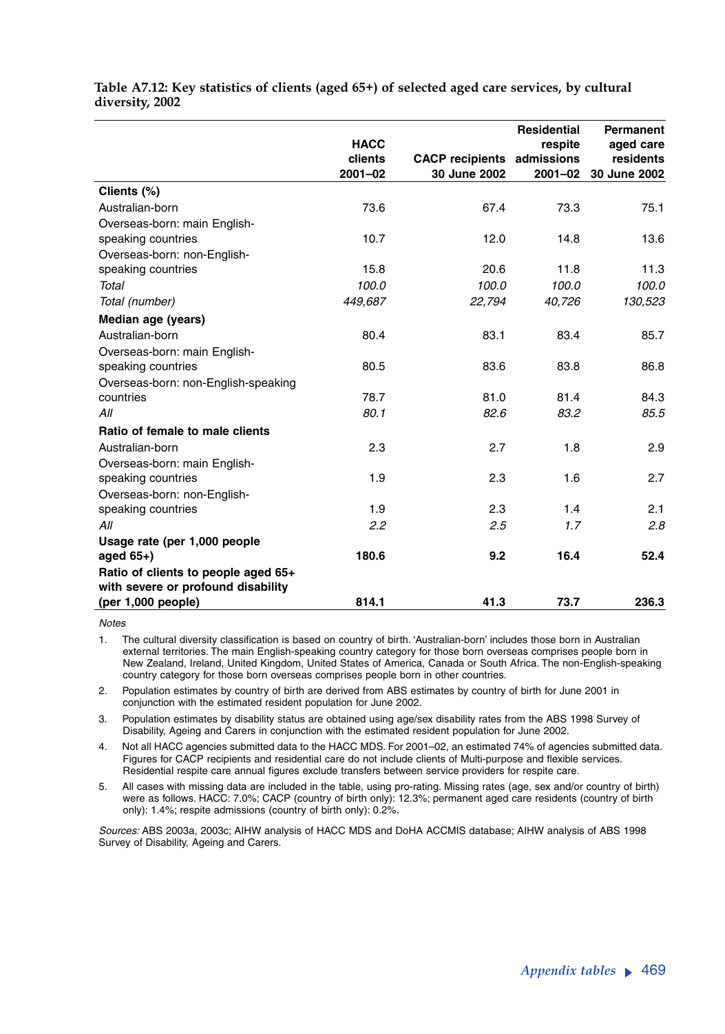**Table A7.12: Key statistics of clients (aged 65+) of selected aged care services, by cultural diversity, 2002**

| | HACC clients 2001–02 | CACP recipients 30 June 2002 | Residential respite admissions 2001–02 | Permanent aged care residents 30 June 2002 |
|---|---|---|---|---|
| **Clients (%)** | | | | |
| Australian-born | 73.6 | 67.4 | 73.3 | 75.1 |
| Overseas-born: main English-speaking countries | 10.7 | 12.0 | 14.8 | 13.6 |
| Overseas-born: non-English-speaking countries | 15.8 | 20.6 | 11.8 | 11.3 |
| *Total* | *100.0* | *100.0* | *100.0* | *100.0* |
| *Total (number)* | *449,687* | *22,794* | *40,726* | *130,523* |
| **Median age (years)** | | | | |
| Australian-born | 80.4 | 83.1 | 83.4 | 85.7 |
| Overseas-born: main English-speaking countries | 80.5 | 83.6 | 83.8 | 86.8 |
| Overseas-born: non-English-speaking countries | 78.7 | 81.0 | 81.4 | 84.3 |
| *All* | *80.1* | *82.6* | *83.2* | *85.5* |
| **Ratio of female to male clients** | | | | |
| Australian-born | 2.3 | 2.7 | 1.8 | 2.9 |
| Overseas-born: main English-speaking countries | 1.9 | 2.3 | 1.6 | 2.7 |
| Overseas-born: non-English-speaking countries | 1.9 | 2.3 | 1.4 | 2.1 |
| *All* | *2.2* | *2.5* | *1.7* | *2.8* |
| **Usage rate (per 1,000 people aged 65+)** | **180.6** | **9.2** | **16.4** | **52.4** |
| **Ratio of clients to people aged 65+ with severe or profound disability (per 1,000 people)** | **814.1** | **41.3** | **73.7** | **236.3** |

*Notes*

1. The cultural diversity classification is based on country of birth. 'Australian-born' includes those born in Australian external territories. The main English-speaking country category for those born overseas comprises people born in New Zealand, Ireland, United Kingdom, United States of America, Canada or South Africa. The non-English-speaking country category for those born overseas comprises people born in other countries.
2. Population estimates by country of birth are derived from ABS estimates by country of birth for June 2001 in conjunction with the estimated resident population for June 2002.
3. Population estimates by disability status are obtained using age/sex disability rates from the ABS 1998 Survey of Disability, Ageing and Carers in conjunction with the estimated resident population for June 2002.
4. Not all HACC agencies submitted data to the HACC MDS. For 2001–02, an estimated 74% of agencies submitted data. Figures for CACP recipients and residential care do not include clients of Multi-purpose and flexible services. Residential respite care annual figures exclude transfers between service providers for respite care.
5. All cases with missing data are included in the table, using pro-rating. Missing rates (age, sex and/or country of birth) were as follows. HACC: 7.0%; CACP (country of birth only): 12.3%; permanent aged care residents (country of birth only): 1.4%; respite admissions (country of birth only): 0.2%.

*Sources:* ABS 2003a, 2003c; AIHW analysis of HACC MDS and DoHA ACCMIS database; AIHW analysis of ABS 1998 Survey of Disability, Ageing and Carers.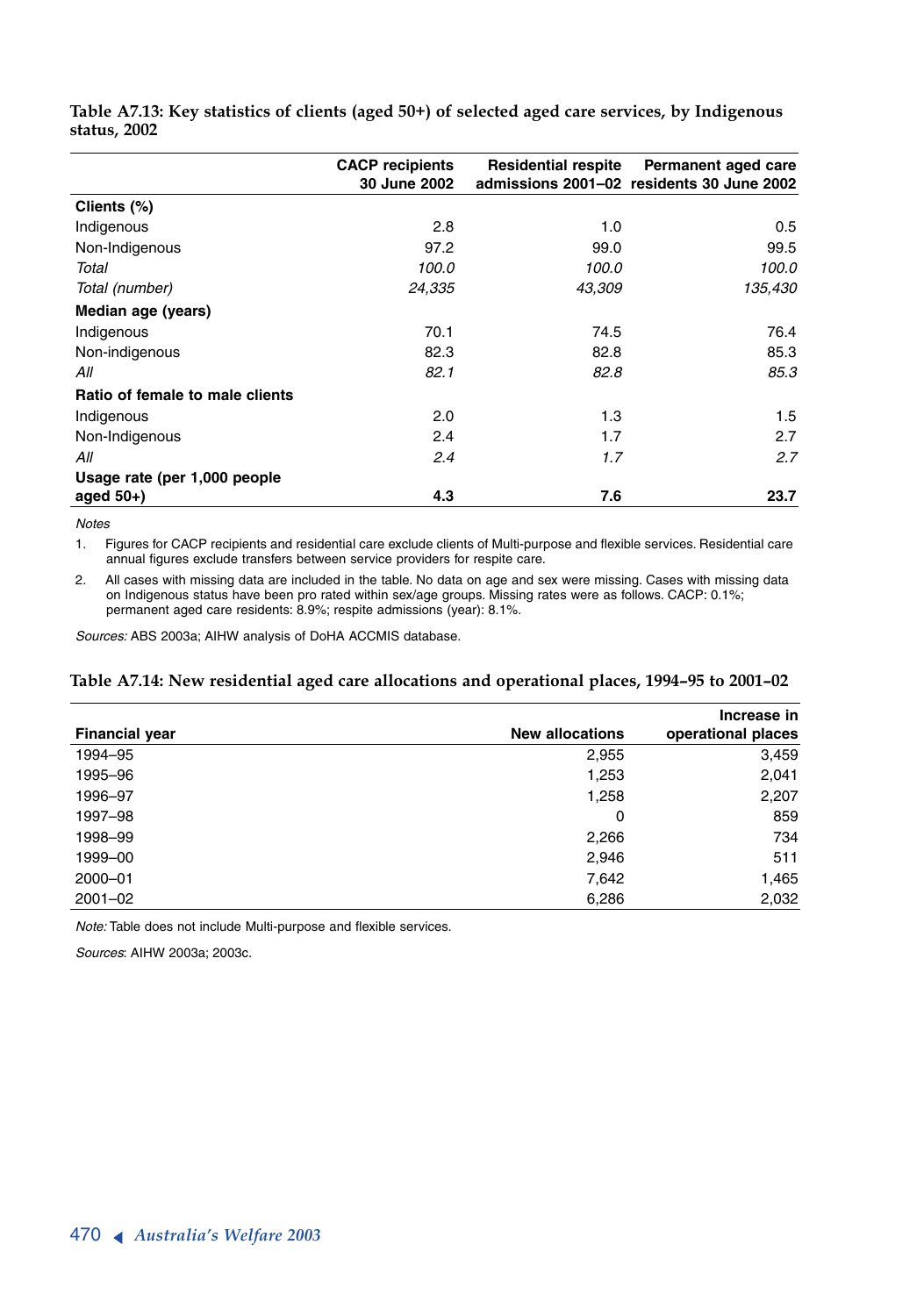**Table A7.13: Key statistics of clients (aged 50+) of selected aged care services, by Indigenous status, 2002**

| | CACP recipients 30 June 2002 | Residential respite admissions 2001–02 | Permanent aged care residents 30 June 2002 |
|---|---|---|---|
| **Clients (%)** | | | |
| Indigenous | 2.8 | 1.0 | 0.5 |
| Non-Indigenous | 97.2 | 99.0 | 99.5 |
| *Total* | *100.0* | *100.0* | *100.0* |
| *Total (number)* | *24,335* | *43,309* | *135,430* |
| **Median age (years)** | | | |
| Indigenous | 70.1 | 74.5 | 76.4 |
| Non-indigenous | 82.3 | 82.8 | 85.3 |
| *All* | *82.1* | *82.8* | *85.3* |
| **Ratio of female to male clients** | | | |
| Indigenous | 2.0 | 1.3 | 1.5 |
| Non-Indigenous | 2.4 | 1.7 | 2.7 |
| *All* | *2.4* | *1.7* | *2.7* |
| **Usage rate (per 1,000 people aged 50+)** | **4.3** | **7.6** | **23.7** |

*Notes*

1. Figures for CACP recipients and residential care exclude clients of Multi-purpose and flexible services. Residential care annual figures exclude transfers between service providers for respite care.
2. All cases with missing data are included in the table. No data on age and sex were missing. Cases with missing data on Indigenous status have been pro rated within sex/age groups. Missing rates were as follows. CACP: 0.1%; permanent aged care residents: 8.9%; respite admissions (year): 8.1%.

*Sources:* ABS 2003a; AIHW analysis of DoHA ACCMIS database.

**Table A7.14: New residential aged care allocations and operational places, 1994–95 to 2001–02**

| Financial year | New allocations | Increase in operational places |
|---|---|---|
| 1994–95 | 2,955 | 3,459 |
| 1995–96 | 1,253 | 2,041 |
| 1996–97 | 1,258 | 2,207 |
| 1997–98 | 0 | 859 |
| 1998–99 | 2,266 | 734 |
| 1999–00 | 2,946 | 511 |
| 2000–01 | 7,642 | 1,465 |
| 2001–02 | 6,286 | 2,032 |

*Note:* Table does not include Multi-purpose and flexible services.

*Sources*: AIHW 2003a; 2003c.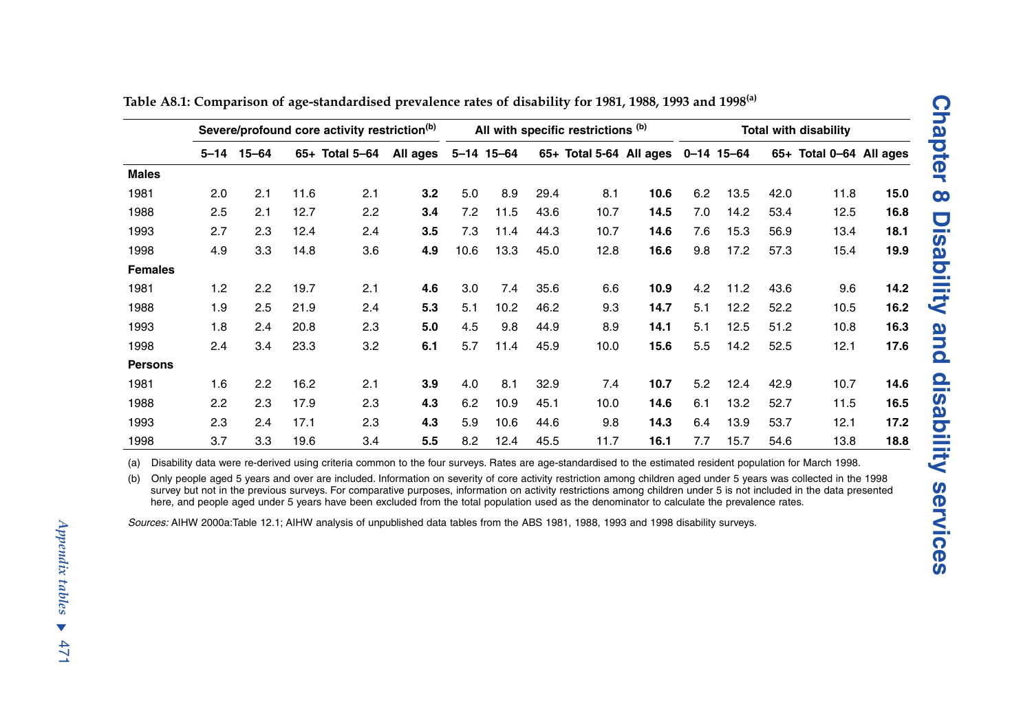**Table A8.1: Comparison of age-standardised prevalence rates of disability for 1981, 1988, 1993 and 1998[(a)]**

| | Severe/profound core activity restriction[(b)] | | | | | All with specific restrictions [(b)] | | | | | Total with disability | | | | |
|---|---|---|---|---|---|---|---|---|---|---|---|---|---|---|---|
| | 5–14 | 15–64 | 65+ | Total 5–64 | All ages | 5–14 | 15–64 | 65+ | Total 5-64 | All ages | 0–14 | 15–64 | 65+ | Total 0–64 | All ages |
| **Males** | | | | | | | | | | | | | | | |
| 1981 | 2.0 | 2.1 | 11.6 | 2.1 | **3.2** | 5.0 | 8.9 | 29.4 | 8.1 | **10.6** | 6.2 | 13.5 | 42.0 | 11.8 | **15.0** |
| 1988 | 2.5 | 2.1 | 12.7 | 2.2 | **3.4** | 7.2 | 11.5 | 43.6 | 10.7 | **14.5** | 7.0 | 14.2 | 53.4 | 12.5 | **16.8** |
| 1993 | 2.7 | 2.3 | 12.4 | 2.4 | **3.5** | 7.3 | 11.4 | 44.3 | 10.7 | **14.6** | 7.6 | 15.3 | 56.9 | 13.4 | **18.1** |
| 1998 | 4.9 | 3.3 | 14.8 | 3.6 | **4.9** | 10.6 | 13.3 | 45.0 | 12.8 | **16.6** | 9.8 | 17.2 | 57.3 | 15.4 | **19.9** |
| **Females** | | | | | | | | | | | | | | | |
| 1981 | 1.2 | 2.2 | 19.7 | 2.1 | **4.6** | 3.0 | 7.4 | 35.6 | 6.6 | **10.9** | 4.2 | 11.2 | 43.6 | 9.6 | **14.2** |
| 1988 | 1.9 | 2.5 | 21.9 | 2.4 | **5.3** | 5.1 | 10.2 | 46.2 | 9.3 | **14.7** | 5.1 | 12.2 | 52.2 | 10.5 | **16.2** |
| 1993 | 1.8 | 2.4 | 20.8 | 2.3 | **5.0** | 4.5 | 9.8 | 44.9 | 8.9 | **14.1** | 5.1 | 12.5 | 51.2 | 10.8 | **16.3** |
| 1998 | 2.4 | 3.4 | 23.3 | 3.2 | **6.1** | 5.7 | 11.4 | 45.9 | 10.0 | **15.6** | 5.5 | 14.2 | 52.5 | 12.1 | **17.6** |
| **Persons** | | | | | | | | | | | | | | | |
| 1981 | 1.6 | 2.2 | 16.2 | 2.1 | **3.9** | 4.0 | 8.1 | 32.9 | 7.4 | **10.7** | 5.2 | 12.4 | 42.9 | 10.7 | **14.6** |
| 1988 | 2.2 | 2.3 | 17.9 | 2.3 | **4.3** | 6.2 | 10.9 | 45.1 | 10.0 | **14.6** | 6.1 | 13.2 | 52.7 | 11.5 | **16.5** |
| 1993 | 2.3 | 2.4 | 17.1 | 2.3 | **4.3** | 5.9 | 10.6 | 44.6 | 9.8 | **14.3** | 6.4 | 13.9 | 53.7 | 12.1 | **17.2** |
| 1998 | 3.7 | 3.3 | 19.6 | 3.4 | **5.5** | 8.2 | 12.4 | 45.5 | 11.7 | **16.1** | 7.7 | 15.7 | 54.6 | 13.8 | **18.8** |

(a) Disability data were re-derived using criteria common to the four surveys. Rates are age-standardised to the estimated resident population for March 1998.

(b) Only people aged 5 years and over are included. Information on severity of core activity restriction among children aged under 5 years was collected in the 1998 survey but not in the previous surveys. For comparative purposes, information on activity restrictions among children under 5 is not included in the data presented here, and people aged under 5 years have been excluded from the total population used as the denominator to calculate the prevalence rates.

*Sources:* AIHW 2000a:Table 12.1; AIHW analysis of unpublished data tables from the ABS 1981, 1988, 1993 and 1998 disability surveys.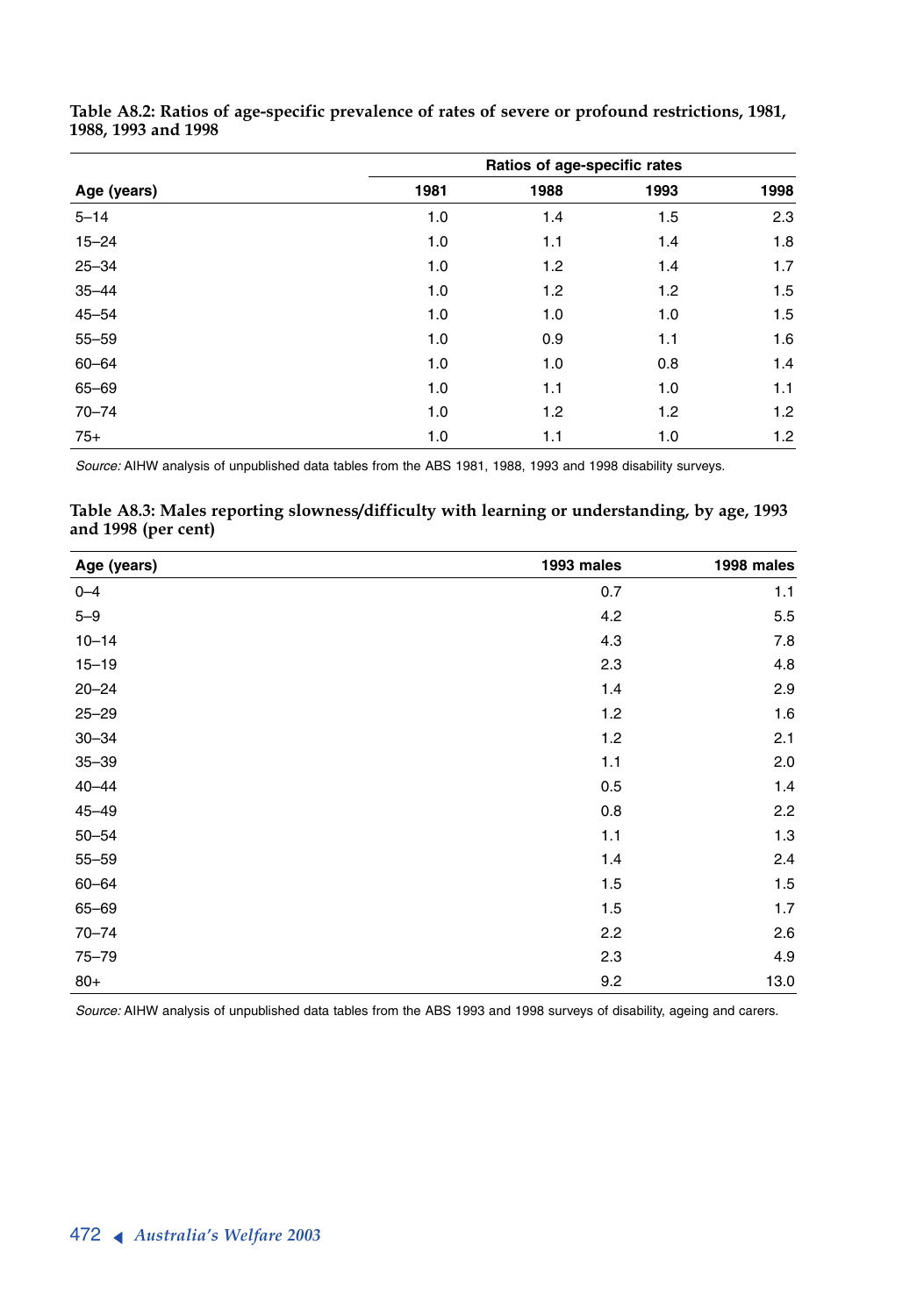**Table A8.2: Ratios of age-specific prevalence of rates of severe or profound restrictions, 1981, 1988, 1993 and 1998**

| | Ratios of age-specific rates | | | |
|---|---|---|---|---|
| Age (years) | 1981 | 1988 | 1993 | 1998 |
| 5–14 | 1.0 | 1.4 | 1.5 | 2.3 |
| 15–24 | 1.0 | 1.1 | 1.4 | 1.8 |
| 25–34 | 1.0 | 1.2 | 1.4 | 1.7 |
| 35–44 | 1.0 | 1.2 | 1.2 | 1.5 |
| 45–54 | 1.0 | 1.0 | 1.0 | 1.5 |
| 55–59 | 1.0 | 0.9 | 1.1 | 1.6 |
| 60–64 | 1.0 | 1.0 | 0.8 | 1.4 |
| 65–69 | 1.0 | 1.1 | 1.0 | 1.1 |
| 70–74 | 1.0 | 1.2 | 1.2 | 1.2 |
| 75+ | 1.0 | 1.1 | 1.0 | 1.2 |

*Source:* AIHW analysis of unpublished data tables from the ABS 1981, 1988, 1993 and 1998 disability surveys.

**Table A8.3: Males reporting slowness/difficulty with learning or understanding, by age, 1993 and 1998 (per cent)**

| Age (years) | 1993 males | 1998 males |
|---|---|---|
| 0–4 | 0.7 | 1.1 |
| 5–9 | 4.2 | 5.5 |
| 10–14 | 4.3 | 7.8 |
| 15–19 | 2.3 | 4.8 |
| 20–24 | 1.4 | 2.9 |
| 25–29 | 1.2 | 1.6 |
| 30–34 | 1.2 | 2.1 |
| 35–39 | 1.1 | 2.0 |
| 40–44 | 0.5 | 1.4 |
| 45–49 | 0.8 | 2.2 |
| 50–54 | 1.1 | 1.3 |
| 55–59 | 1.4 | 2.4 |
| 60–64 | 1.5 | 1.5 |
| 65–69 | 1.5 | 1.7 |
| 70–74 | 2.2 | 2.6 |
| 75–79 | 2.3 | 4.9 |
| 80+ | 9.2 | 13.0 |

*Source:* AIHW analysis of unpublished data tables from the ABS 1993 and 1998 surveys of disability, ageing and carers.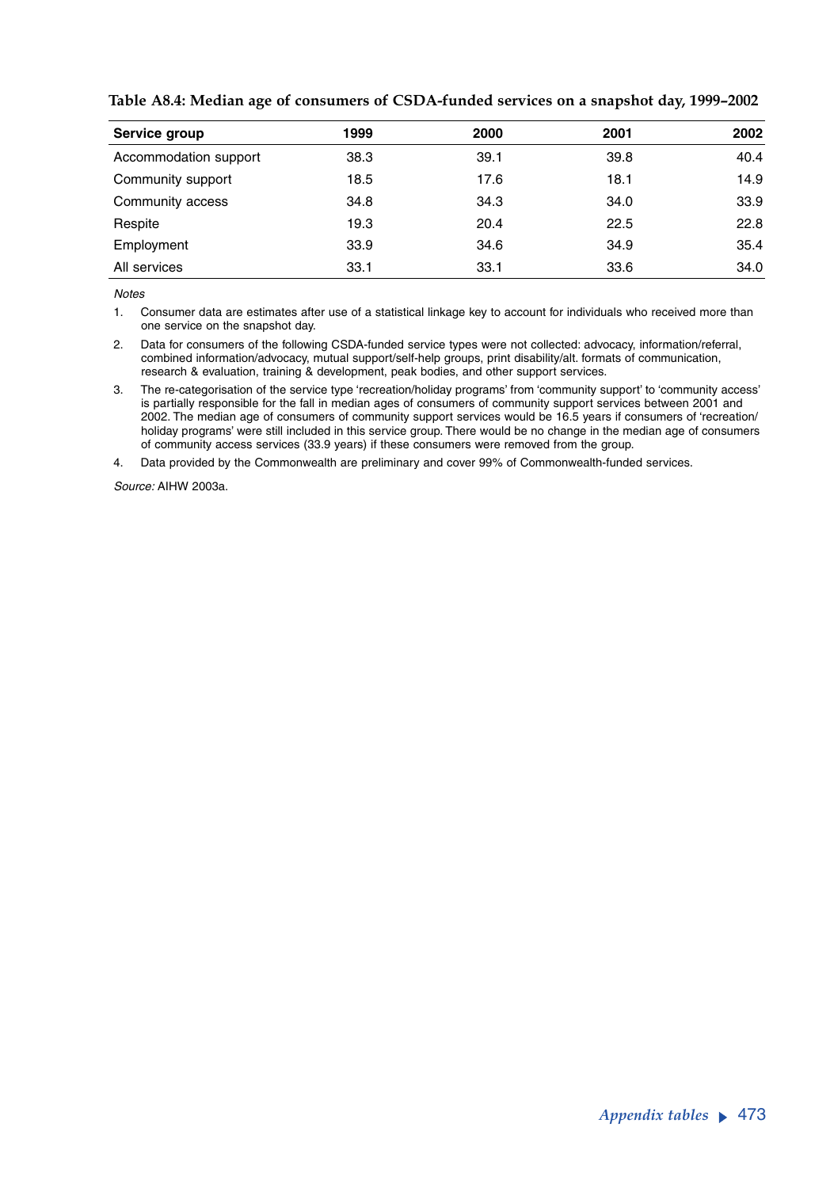**Table A8.4: Median age of consumers of CSDA-funded services on a snapshot day, 1999–2002**

| Service group | 1999 | 2000 | 2001 | 2002 |
|---|---|---|---|---|
| Accommodation support | 38.3 | 39.1 | 39.8 | 40.4 |
| Community support | 18.5 | 17.6 | 18.1 | 14.9 |
| Community access | 34.8 | 34.3 | 34.0 | 33.9 |
| Respite | 19.3 | 20.4 | 22.5 | 22.8 |
| Employment | 33.9 | 34.6 | 34.9 | 35.4 |
| All services | 33.1 | 33.1 | 33.6 | 34.0 |

*Notes*

1. Consumer data are estimates after use of a statistical linkage key to account for individuals who received more than one service on the snapshot day.
2. Data for consumers of the following CSDA-funded service types were not collected: advocacy, information/referral, combined information/advocacy, mutual support/self-help groups, print disability/alt. formats of communication, research & evaluation, training & development, peak bodies, and other support services.
3. The re-categorisation of the service type 'recreation/holiday programs' from 'community support' to 'community access' is partially responsible for the fall in median ages of consumers of community support services between 2001 and 2002. The median age of consumers of community support services would be 16.5 years if consumers of 'recreation/holiday programs' were still included in this service group. There would be no change in the median age of consumers of community access services (33.9 years) if these consumers were removed from the group.
4. Data provided by the Commonwealth are preliminary and cover 99% of Commonwealth-funded services.

*Source:* AIHW 2003a.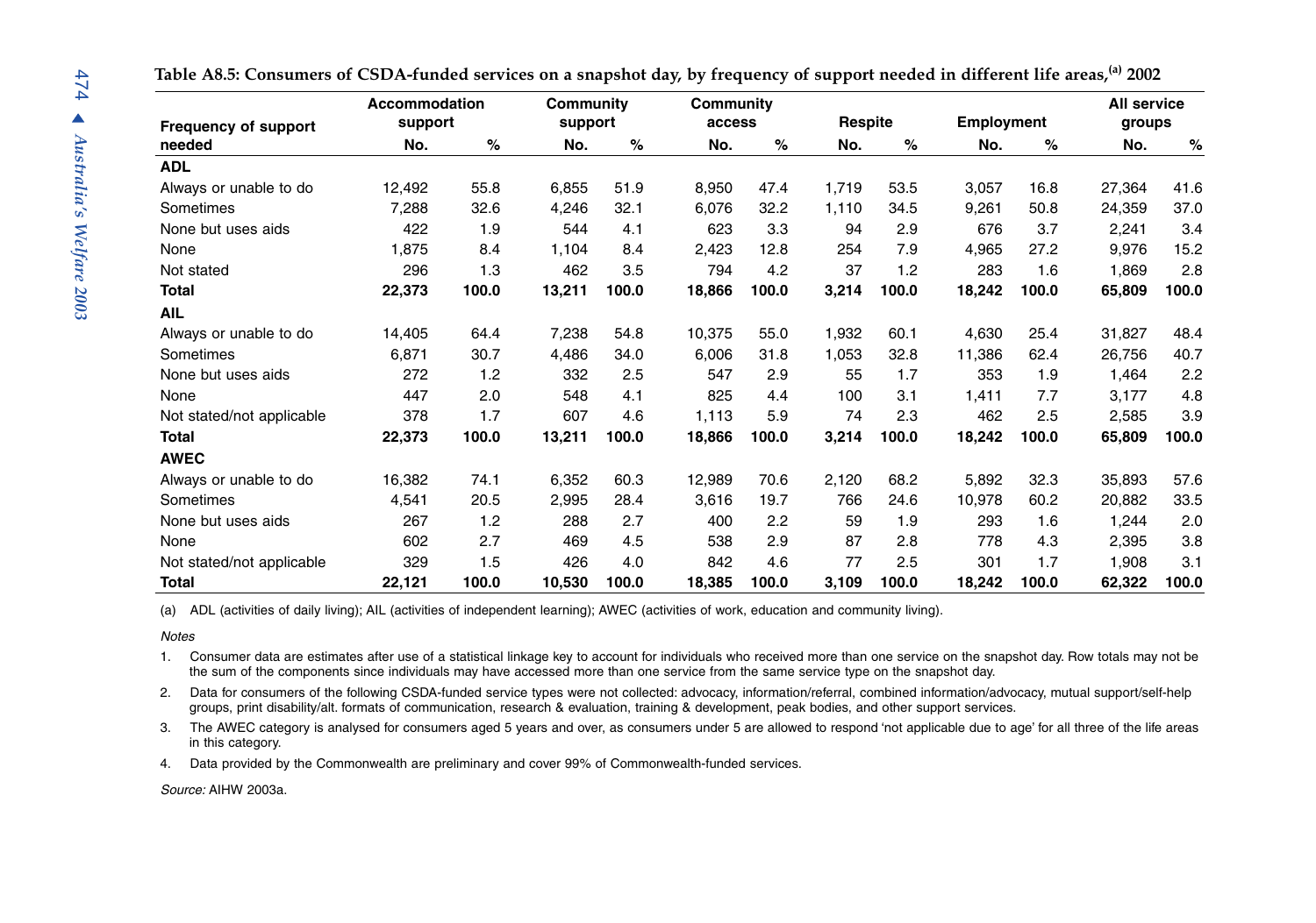**Table A8.5: Consumers of CSDA-funded services on a snapshot day, by frequency of support needed in different life areas,[(a)] 2002**

| Frequency of support needed | Accommodation support | | Community support | | Community access | | Respite | | Employment | | All service groups | |
|---|---|---|---|---|---|---|---|---|---|---|---|---|
| | No. | % | No. | % | No. | % | No. | % | No. | % | No. | % |
| **ADL** | | | | | | | | | | | | |
| Always or unable to do | 12,492 | 55.8 | 6,855 | 51.9 | 8,950 | 47.4 | 1,719 | 53.5 | 3,057 | 16.8 | 27,364 | 41.6 |
| Sometimes | 7,288 | 32.6 | 4,246 | 32.1 | 6,076 | 32.2 | 1,110 | 34.5 | 9,261 | 50.8 | 24,359 | 37.0 |
| None but uses aids | 422 | 1.9 | 544 | 4.1 | 623 | 3.3 | 94 | 2.9 | 676 | 3.7 | 2,241 | 3.4 |
| None | 1,875 | 8.4 | 1,104 | 8.4 | 2,423 | 12.8 | 254 | 7.9 | 4,965 | 27.2 | 9,976 | 15.2 |
| Not stated | 296 | 1.3 | 462 | 3.5 | 794 | 4.2 | 37 | 1.2 | 283 | 1.6 | 1,869 | 2.8 |
| **Total** | **22,373** | **100.0** | **13,211** | **100.0** | **18,866** | **100.0** | **3,214** | **100.0** | **18,242** | **100.0** | **65,809** | **100.0** |
| **AIL** | | | | | | | | | | | | |
| Always or unable to do | 14,405 | 64.4 | 7,238 | 54.8 | 10,375 | 55.0 | 1,932 | 60.1 | 4,630 | 25.4 | 31,827 | 48.4 |
| Sometimes | 6,871 | 30.7 | 4,486 | 34.0 | 6,006 | 31.8 | 1,053 | 32.8 | 11,386 | 62.4 | 26,756 | 40.7 |
| None but uses aids | 272 | 1.2 | 332 | 2.5 | 547 | 2.9 | 55 | 1.7 | 353 | 1.9 | 1,464 | 2.2 |
| None | 447 | 2.0 | 548 | 4.1 | 825 | 4.4 | 100 | 3.1 | 1,411 | 7.7 | 3,177 | 4.8 |
| Not stated/not applicable | 378 | 1.7 | 607 | 4.6 | 1,113 | 5.9 | 74 | 2.3 | 462 | 2.5 | 2,585 | 3.9 |
| **Total** | **22,373** | **100.0** | **13,211** | **100.0** | **18,866** | **100.0** | **3,214** | **100.0** | **18,242** | **100.0** | **65,809** | **100.0** |
| **AWEC** | | | | | | | | | | | | |
| Always or unable to do | 16,382 | 74.1 | 6,352 | 60.3 | 12,989 | 70.6 | 2,120 | 68.2 | 5,892 | 32.3 | 35,893 | 57.6 |
| Sometimes | 4,541 | 20.5 | 2,995 | 28.4 | 3,616 | 19.7 | 766 | 24.6 | 10,978 | 60.2 | 20,882 | 33.5 |
| None but uses aids | 267 | 1.2 | 288 | 2.7 | 400 | 2.2 | 59 | 1.9 | 293 | 1.6 | 1,244 | 2.0 |
| None | 602 | 2.7 | 469 | 4.5 | 538 | 2.9 | 87 | 2.8 | 778 | 4.3 | 2,395 | 3.8 |
| Not stated/not applicable | 329 | 1.5 | 426 | 4.0 | 842 | 4.6 | 77 | 2.5 | 301 | 1.7 | 1,908 | 3.1 |
| **Total** | **22,121** | **100.0** | **10,530** | **100.0** | **18,385** | **100.0** | **3,109** | **100.0** | **18,242** | **100.0** | **62,322** | **100.0** |

(a) ADL (activities of daily living); AIL (activities of independent learning); AWEC (activities of work, education and community living).

*Notes*

1. Consumer data are estimates after use of a statistical linkage key to account for individuals who received more than one service on the snapshot day. Row totals may not be the sum of the components since individuals may have accessed more than one service from the same service type on the snapshot day.
2. Data for consumers of the following CSDA-funded service types were not collected: advocacy, information/referral, combined information/advocacy, mutual support/self-help groups, print disability/alt. formats of communication, research & evaluation, training & development, peak bodies, and other support services.
3. The AWEC category is analysed for consumers aged 5 years and over, as consumers under 5 are allowed to respond 'not applicable due to age' for all three of the life areas in this category.
4. Data provided by the Commonwealth are preliminary and cover 99% of Commonwealth-funded services.

*Source:* AIHW 2003a.